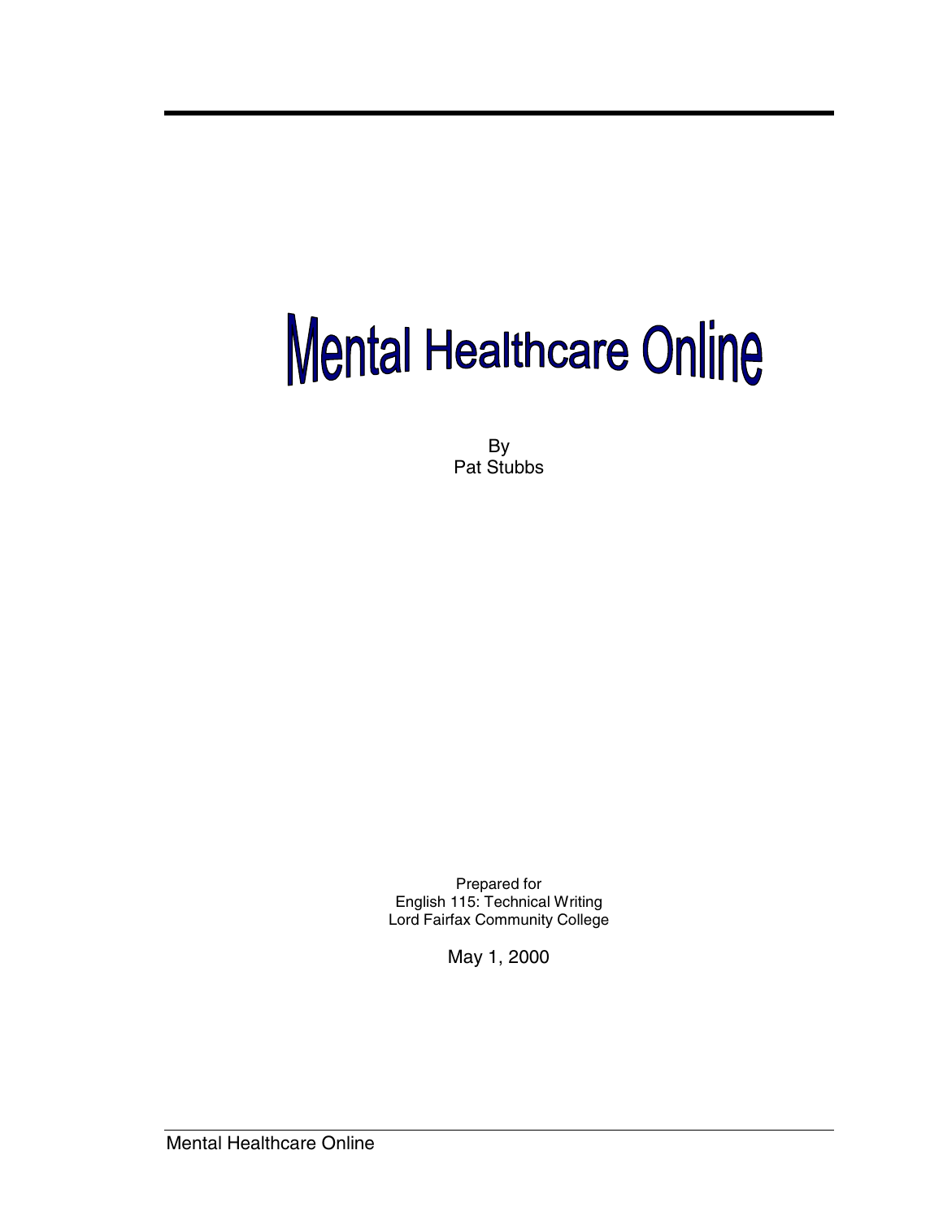# Mental Healthcare Online

By
Pat Stubbs

Prepared for
English 115: Technical Writing
Lord Fairfax Community College

May 1, 2000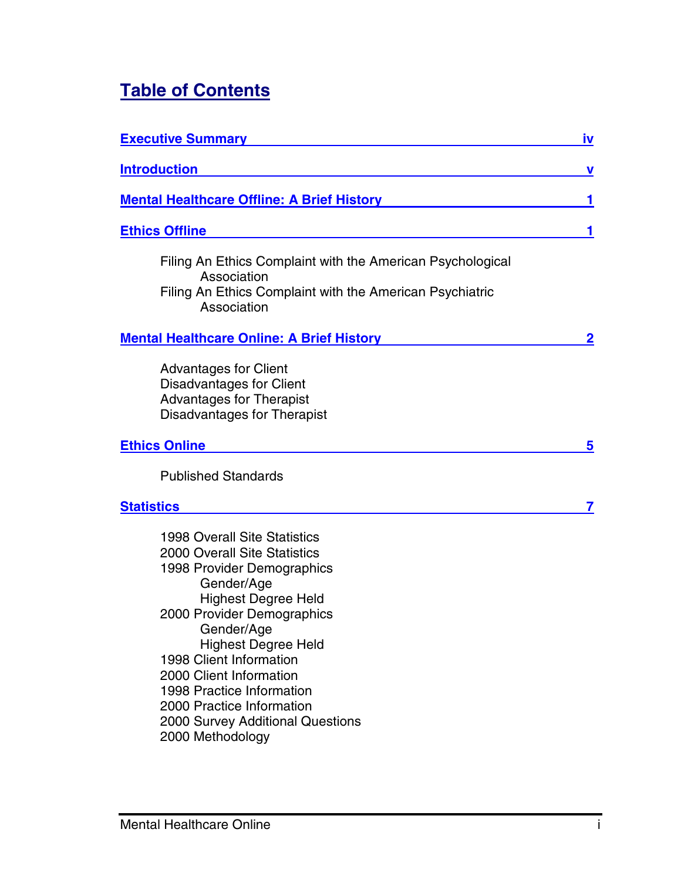# Table of Contents

| | |
|---|---|
| **Executive Summary** | **iv** |
| **Introduction** | **v** |
| **Mental Healthcare Offline: A Brief History** | **1** |
| **Ethics Offline** | **1** |
| Filing An Ethics Complaint with the American Psychological Association | |
| Filing An Ethics Complaint with the American Psychiatric Association | |
| **Mental Healthcare Online: A Brief History** | **2** |
| Advantages for Client | |
| Disadvantages for Client | |
| Advantages for Therapist | |
| Disadvantages for Therapist | |
| **Ethics Online** | **5** |
| Published Standards | |
| **Statistics** | **7** |
| 1998 Overall Site Statistics | |
| 2000 Overall Site Statistics | |
| 1998 Provider Demographics | |
| Gender/Age | |
| Highest Degree Held | |
| 2000 Provider Demographics | |
| Gender/Age | |
| Highest Degree Held | |
| 1998 Client Information | |
| 2000 Client Information | |
| 1998 Practice Information | |
| 2000 Practice Information | |
| 2000 Survey Additional Questions | |
| 2000 Methodology | |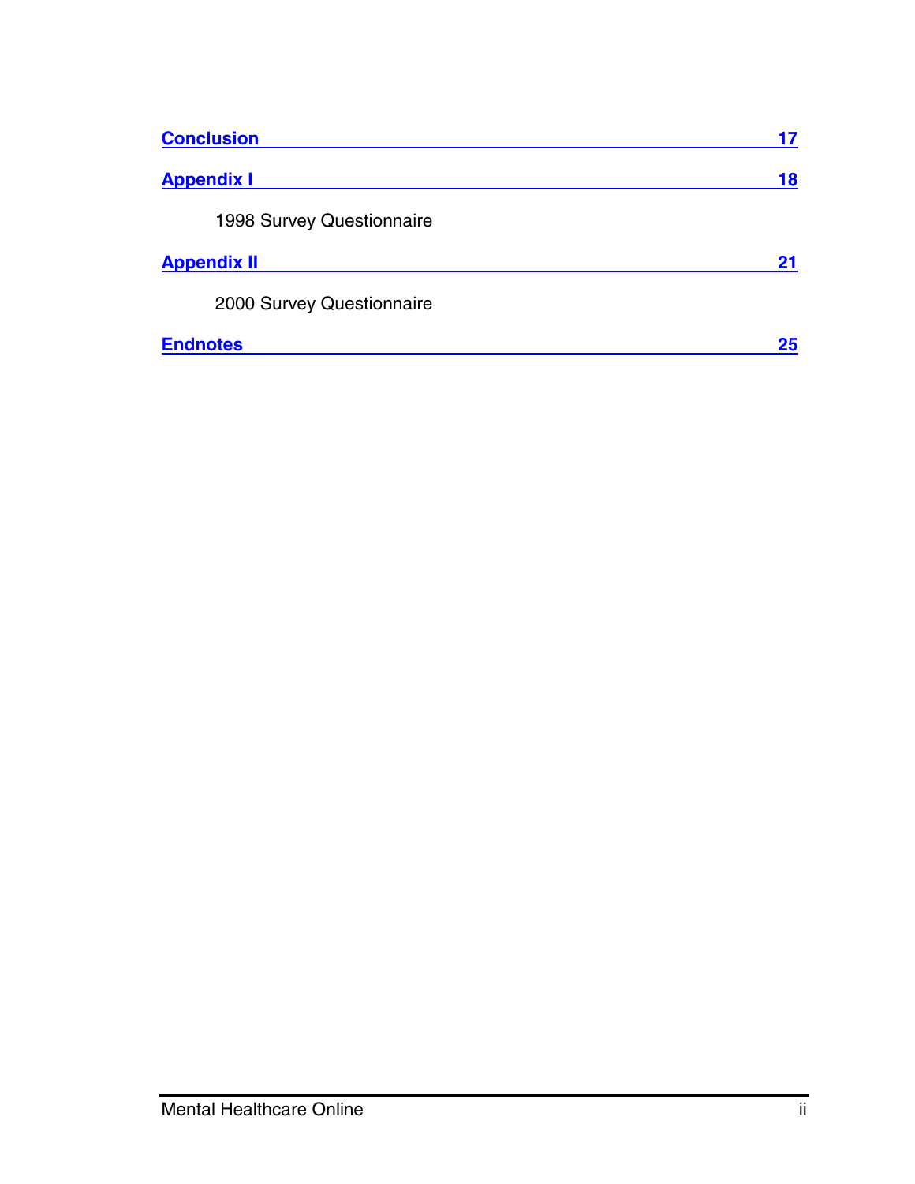Conclusion 17

Appendix I 18

1998 Survey Questionnaire

Appendix II 21

2000 Survey Questionnaire

Endnotes 25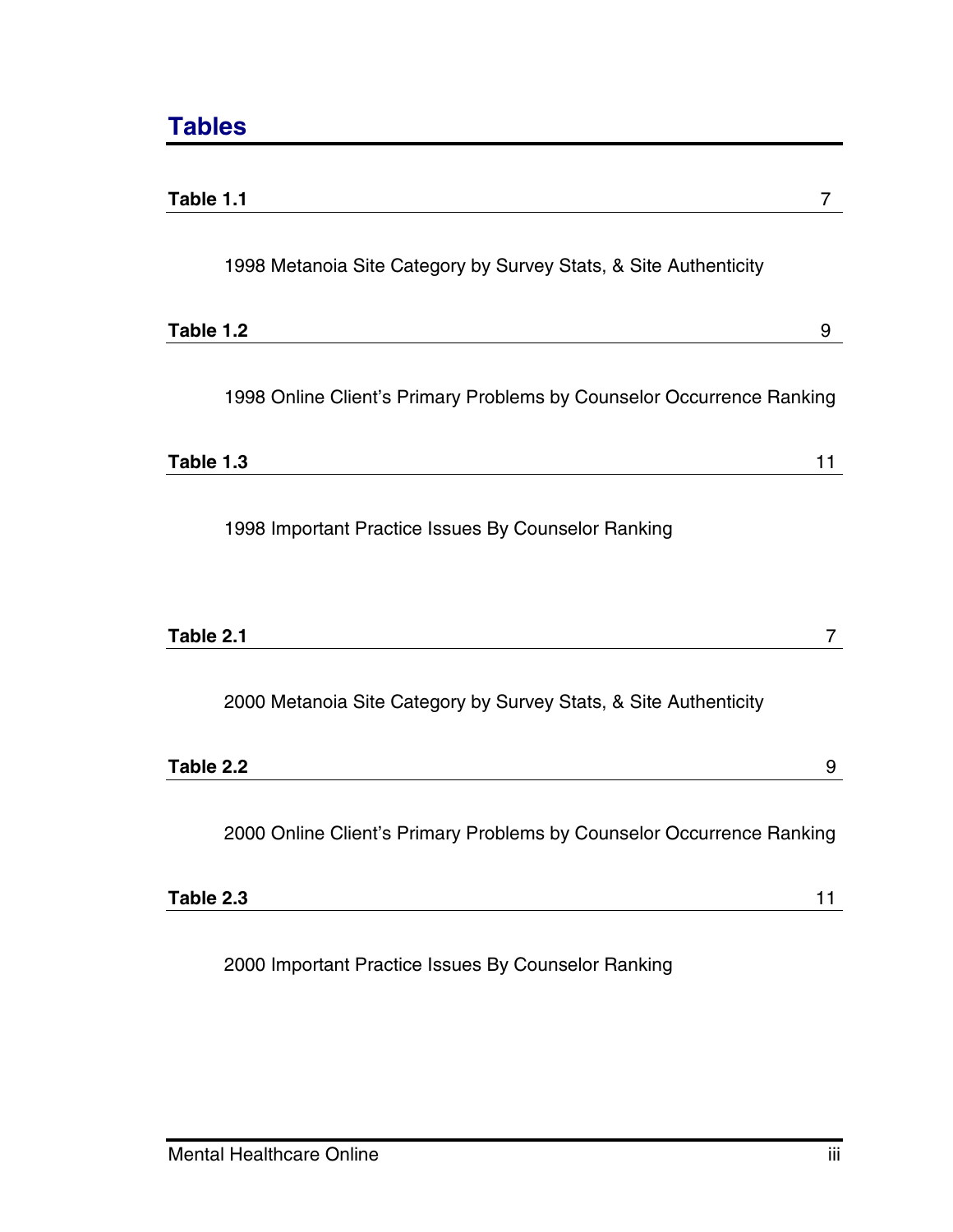# Tables

**Table 1.1** 7

1998 Metanoia Site Category by Survey Stats, & Site Authenticity

**Table 1.2** 9

1998 Online Client's Primary Problems by Counselor Occurrence Ranking

**Table 1.3** 11

1998 Important Practice Issues By Counselor Ranking

**Table 2.1** 7

2000 Metanoia Site Category by Survey Stats, & Site Authenticity

**Table 2.2** 9

2000 Online Client's Primary Problems by Counselor Occurrence Ranking

**Table 2.3** 11

2000 Important Practice Issues By Counselor Ranking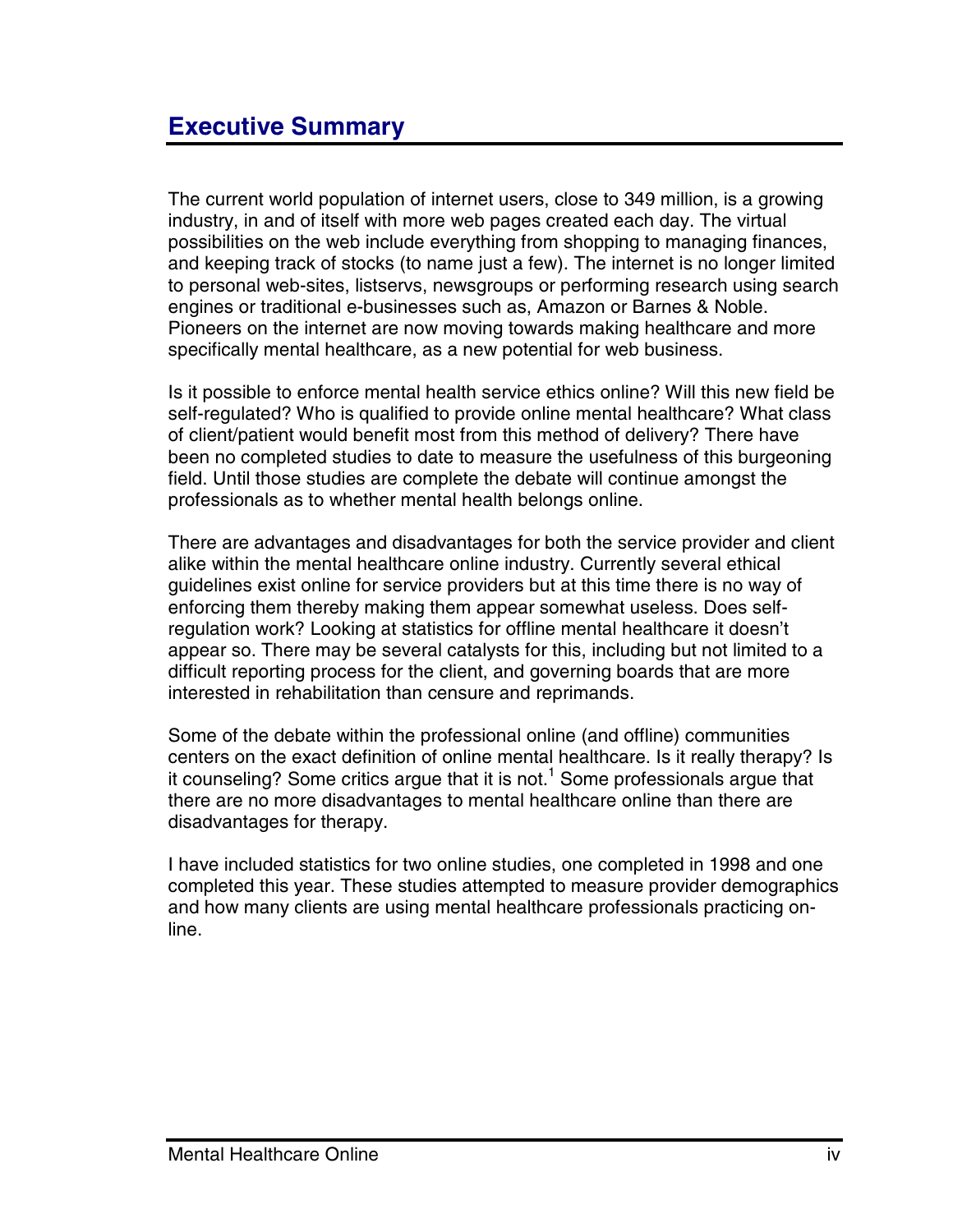# Executive Summary

The current world population of internet users, close to 349 million, is a growing industry, in and of itself with more web pages created each day. The virtual possibilities on the web include everything from shopping to managing finances, and keeping track of stocks (to name just a few). The internet is no longer limited to personal web-sites, listservs, newsgroups or performing research using search engines or traditional e-businesses such as, Amazon or Barnes & Noble. Pioneers on the internet are now moving towards making healthcare and more specifically mental healthcare, as a new potential for web business.

Is it possible to enforce mental health service ethics online? Will this new field be self-regulated? Who is qualified to provide online mental healthcare? What class of client/patient would benefit most from this method of delivery? There have been no completed studies to date to measure the usefulness of this burgeoning field. Until those studies are complete the debate will continue amongst the professionals as to whether mental health belongs online.

There are advantages and disadvantages for both the service provider and client alike within the mental healthcare online industry. Currently several ethical guidelines exist online for service providers but at this time there is no way of enforcing them thereby making them appear somewhat useless. Does self-regulation work? Looking at statistics for offline mental healthcare it doesn't appear so. There may be several catalysts for this, including but not limited to a difficult reporting process for the client, and governing boards that are more interested in rehabilitation than censure and reprimands.

Some of the debate within the professional online (and offline) communities centers on the exact definition of online mental healthcare. Is it really therapy? Is it counseling? Some critics argue that it is not.[1] Some professionals argue that there are no more disadvantages to mental healthcare online than there are disadvantages for therapy.

I have included statistics for two online studies, one completed in 1998 and one completed this year. These studies attempted to measure provider demographics and how many clients are using mental healthcare professionals practicing on-line.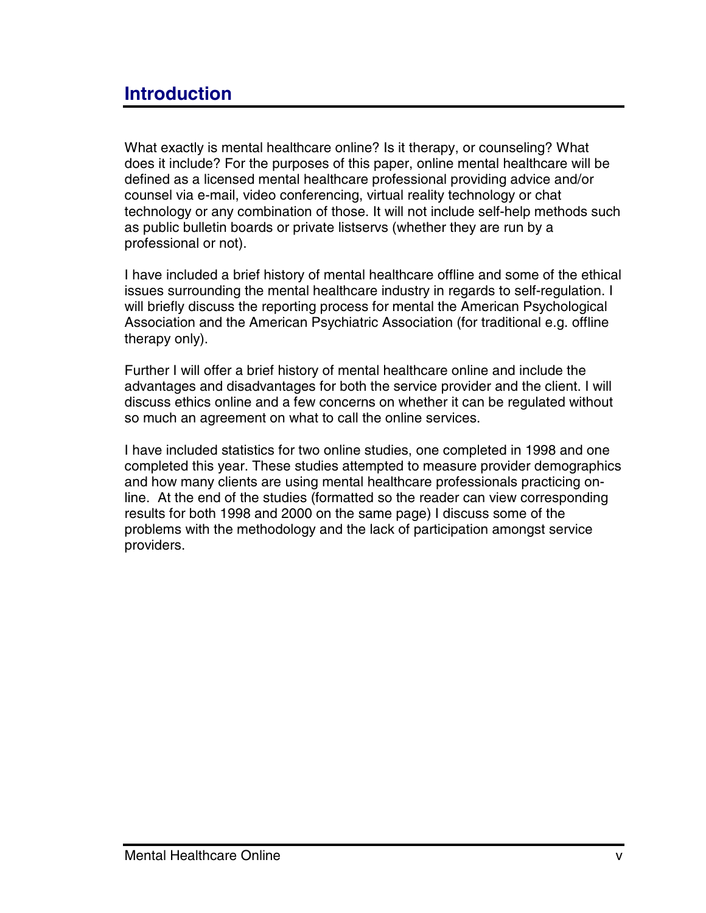# Introduction

What exactly is mental healthcare online? Is it therapy, or counseling? What does it include? For the purposes of this paper, online mental healthcare will be defined as a licensed mental healthcare professional providing advice and/or counsel via e-mail, video conferencing, virtual reality technology or chat technology or any combination of those. It will not include self-help methods such as public bulletin boards or private listservs (whether they are run by a professional or not).

I have included a brief history of mental healthcare offline and some of the ethical issues surrounding the mental healthcare industry in regards to self-regulation. I will briefly discuss the reporting process for mental the American Psychological Association and the American Psychiatric Association (for traditional e.g. offline therapy only).

Further I will offer a brief history of mental healthcare online and include the advantages and disadvantages for both the service provider and the client. I will discuss ethics online and a few concerns on whether it can be regulated without so much an agreement on what to call the online services.

I have included statistics for two online studies, one completed in 1998 and one completed this year. These studies attempted to measure provider demographics and how many clients are using mental healthcare professionals practicing on-line. At the end of the studies (formatted so the reader can view corresponding results for both 1998 and 2000 on the same page) I discuss some of the problems with the methodology and the lack of participation amongst service providers.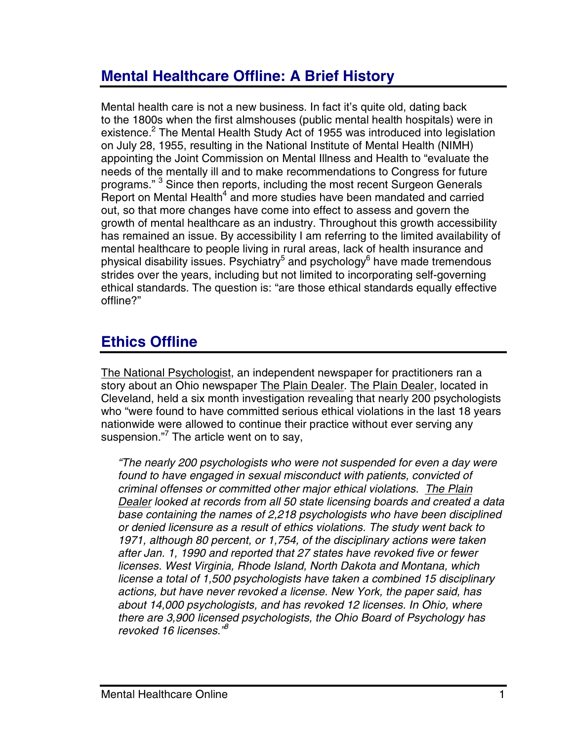## Mental Healthcare Offline: A Brief History

Mental health care is not a new business. In fact it's quite old, dating back to the 1800s when the first almshouses (public mental health hospitals) were in existence.[2] The Mental Health Study Act of 1955 was introduced into legislation on July 28, 1955, resulting in the National Institute of Mental Health (NIMH) appointing the Joint Commission on Mental Illness and Health to "evaluate the needs of the mentally ill and to make recommendations to Congress for future programs." [3] Since then reports, including the most recent Surgeon Generals Report on Mental Health[4] and more studies have been mandated and carried out, so that more changes have come into effect to assess and govern the growth of mental healthcare as an industry. Throughout this growth accessibility has remained an issue. By accessibility I am referring to the limited availability of mental healthcare to people living in rural areas, lack of health insurance and physical disability issues. Psychiatry[5] and psychology[6] have made tremendous strides over the years, including but not limited to incorporating self-governing ethical standards. The question is: "are those ethical standards equally effective offline?"

## Ethics Offline

The National Psychologist, an independent newspaper for practitioners ran a story about an Ohio newspaper The Plain Dealer. The Plain Dealer, located in Cleveland, held a six month investigation revealing that nearly 200 psychologists who "were found to have committed serious ethical violations in the last 18 years nationwide were allowed to continue their practice without ever serving any suspension."[7] The article went on to say,

> *"The nearly 200 psychologists who were not suspended for even a day were found to have engaged in sexual misconduct with patients, convicted of criminal offenses or committed other major ethical violations. The Plain Dealer looked at records from all 50 state licensing boards and created a data base containing the names of 2,218 psychologists who have been disciplined or denied licensure as a result of ethics violations. The study went back to 1971, although 80 percent, or 1,754, of the disciplinary actions were taken after Jan. 1, 1990 and reported that 27 states have revoked five or fewer licenses. West Virginia, Rhode Island, North Dakota and Montana, which license a total of 1,500 psychologists have taken a combined 15 disciplinary actions, but have never revoked a license. New York, the paper said, has about 14,000 psychologists, and has revoked 12 licenses. In Ohio, where there are 3,900 licensed psychologists, the Ohio Board of Psychology has revoked 16 licenses."*[8]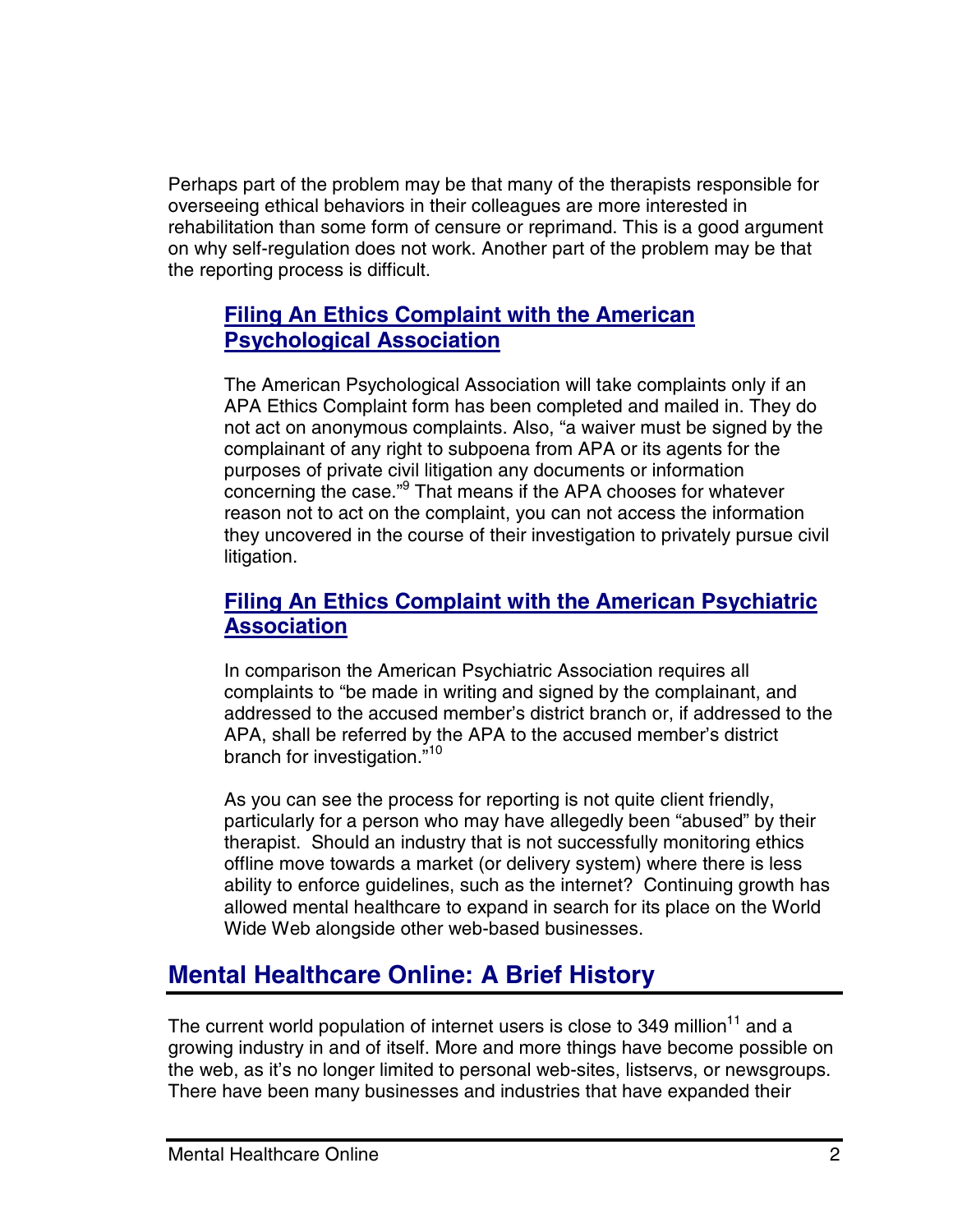Perhaps part of the problem may be that many of the therapists responsible for overseeing ethical behaviors in their colleagues are more interested in rehabilitation than some form of censure or reprimand. This is a good argument on why self-regulation does not work. Another part of the problem may be that the reporting process is difficult.

### Filing An Ethics Complaint with the American Psychological Association

The American Psychological Association will take complaints only if an APA Ethics Complaint form has been completed and mailed in. They do not act on anonymous complaints. Also, "a waiver must be signed by the complainant of any right to subpoena from APA or its agents for the purposes of private civil litigation any documents or information concerning the case."[9] That means if the APA chooses for whatever reason not to act on the complaint, you can not access the information they uncovered in the course of their investigation to privately pursue civil litigation.

### Filing An Ethics Complaint with the American Psychiatric Association

In comparison the American Psychiatric Association requires all complaints to "be made in writing and signed by the complainant, and addressed to the accused member's district branch or, if addressed to the APA, shall be referred by the APA to the accused member's district branch for investigation."[10]

As you can see the process for reporting is not quite client friendly, particularly for a person who may have allegedly been "abused" by their therapist. Should an industry that is not successfully monitoring ethics offline move towards a market (or delivery system) where there is less ability to enforce guidelines, such as the internet? Continuing growth has allowed mental healthcare to expand in search for its place on the World Wide Web alongside other web-based businesses.

## Mental Healthcare Online: A Brief History

The current world population of internet users is close to 349 million[11] and a growing industry in and of itself. More and more things have become possible on the web, as it's no longer limited to personal web-sites, listservs, or newsgroups. There have been many businesses and industries that have expanded their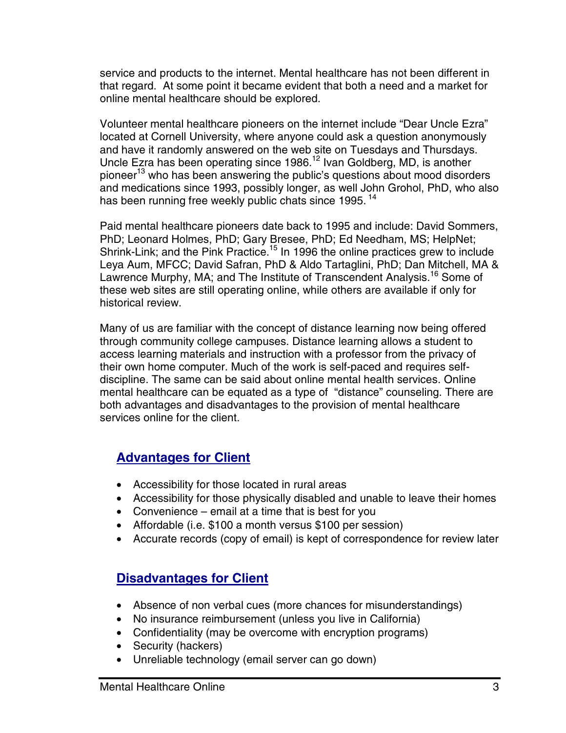service and products to the internet. Mental healthcare has not been different in that regard. At some point it became evident that both a need and a market for online mental healthcare should be explored.

Volunteer mental healthcare pioneers on the internet include "Dear Uncle Ezra" located at Cornell University, where anyone could ask a question anonymously and have it randomly answered on the web site on Tuesdays and Thursdays. Uncle Ezra has been operating since 1986.[12] Ivan Goldberg, MD, is another pioneer[13] who has been answering the public's questions about mood disorders and medications since 1993, possibly longer, as well John Grohol, PhD, who also has been running free weekly public chats since 1995. [14]

Paid mental healthcare pioneers date back to 1995 and include: David Sommers, PhD; Leonard Holmes, PhD; Gary Bresee, PhD; Ed Needham, MS; HelpNet; Shrink-Link; and the Pink Practice.[15] In 1996 the online practices grew to include Leya Aum, MFCC; David Safran, PhD & Aldo Tartaglini, PhD; Dan Mitchell, MA & Lawrence Murphy, MA; and The Institute of Transcendent Analysis.[16] Some of these web sites are still operating online, while others are available if only for historical review.

Many of us are familiar with the concept of distance learning now being offered through community college campuses. Distance learning allows a student to access learning materials and instruction with a professor from the privacy of their own home computer. Much of the work is self-paced and requires self-discipline. The same can be said about online mental health services. Online mental healthcare can be equated as a type of "distance" counseling. There are both advantages and disadvantages to the provision of mental healthcare services online for the client.

## Advantages for Client

- Accessibility for those located in rural areas
- Accessibility for those physically disabled and unable to leave their homes
- Convenience – email at a time that is best for you
- Affordable (i.e. $100 a month versus $100 per session)
- Accurate records (copy of email) is kept of correspondence for review later

## Disadvantages for Client

- Absence of non verbal cues (more chances for misunderstandings)
- No insurance reimbursement (unless you live in California)
- Confidentiality (may be overcome with encryption programs)
- Security (hackers)
- Unreliable technology (email server can go down)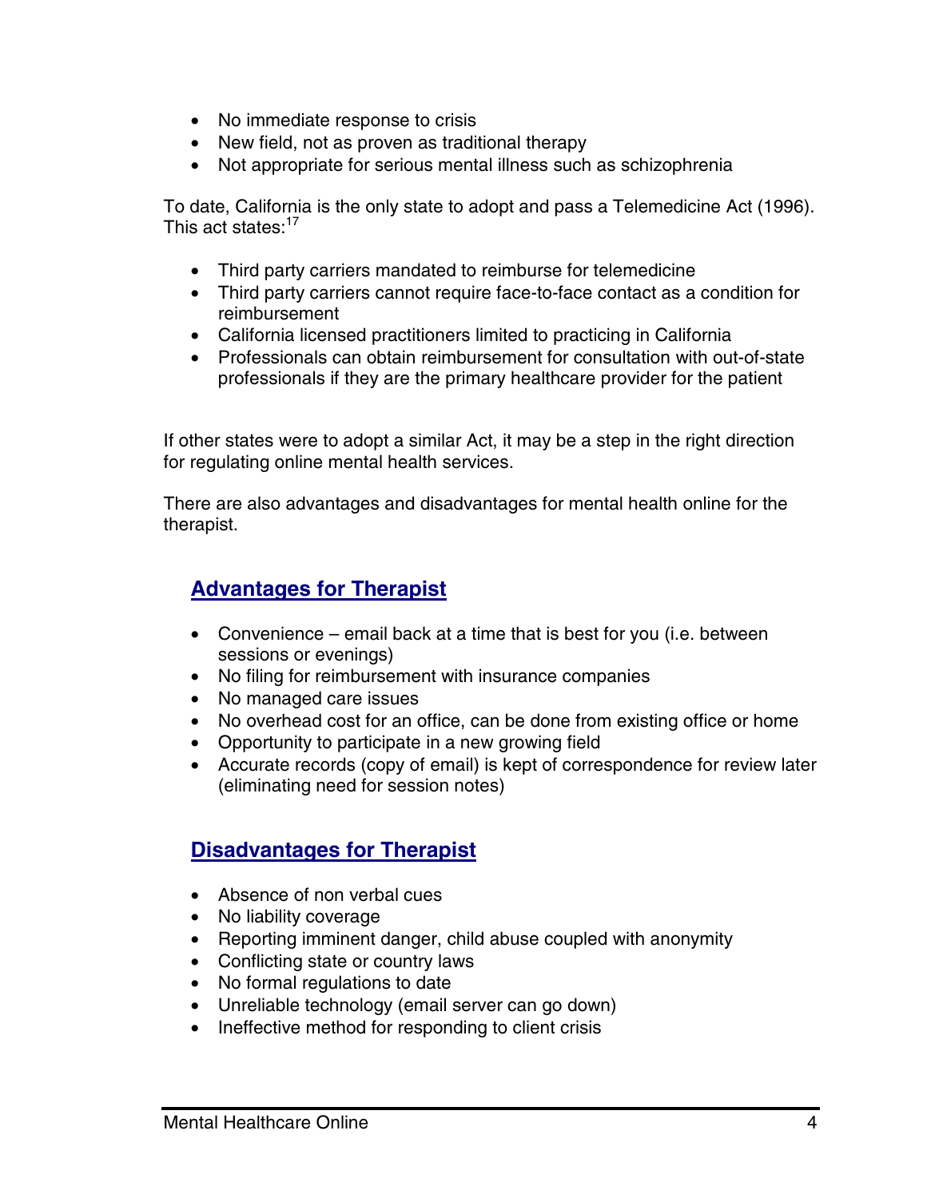- No immediate response to crisis
- New field, not as proven as traditional therapy
- Not appropriate for serious mental illness such as schizophrenia

To date, California is the only state to adopt and pass a Telemedicine Act (1996). This act states:[17]

- Third party carriers mandated to reimburse for telemedicine
- Third party carriers cannot require face-to-face contact as a condition for reimbursement
- California licensed practitioners limited to practicing in California
- Professionals can obtain reimbursement for consultation with out-of-state professionals if they are the primary healthcare provider for the patient

If other states were to adopt a similar Act, it may be a step in the right direction for regulating online mental health services.

There are also advantages and disadvantages for mental health online for the therapist.

## Advantages for Therapist

- Convenience – email back at a time that is best for you (i.e. between sessions or evenings)
- No filing for reimbursement with insurance companies
- No managed care issues
- No overhead cost for an office, can be done from existing office or home
- Opportunity to participate in a new growing field
- Accurate records (copy of email) is kept of correspondence for review later (eliminating need for session notes)

## Disadvantages for Therapist

- Absence of non verbal cues
- No liability coverage
- Reporting imminent danger, child abuse coupled with anonymity
- Conflicting state or country laws
- No formal regulations to date
- Unreliable technology (email server can go down)
- Ineffective method for responding to client crisis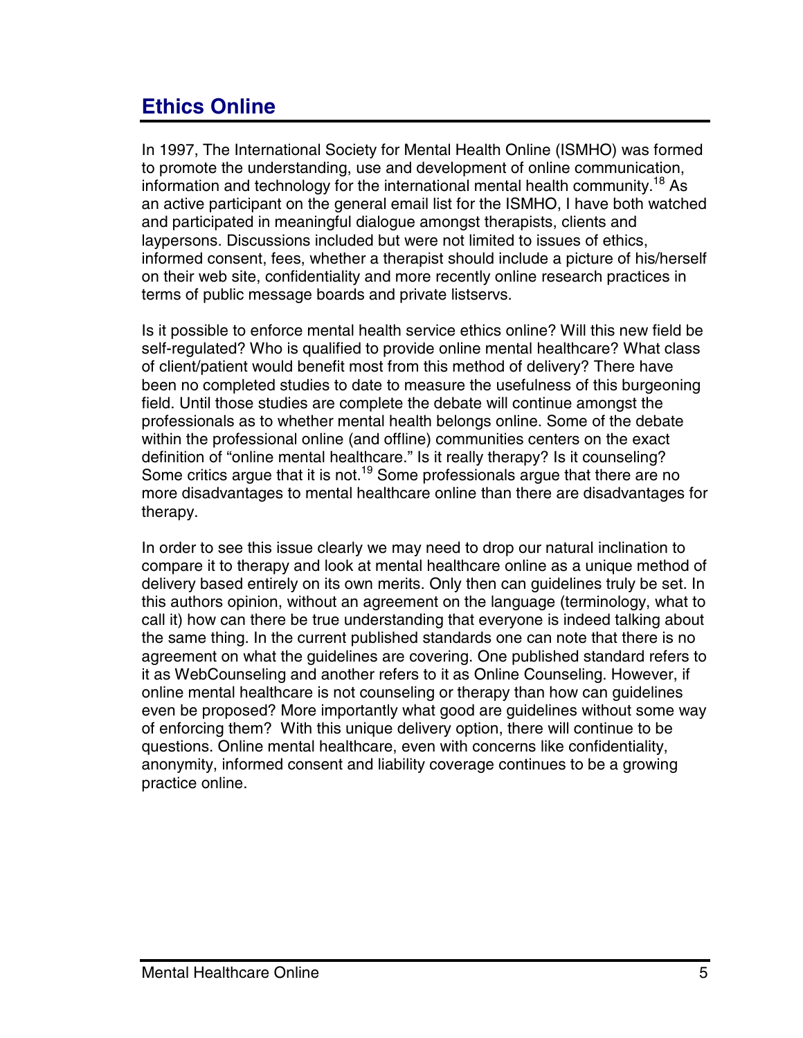## Ethics Online

In 1997, The International Society for Mental Health Online (ISMHO) was formed to promote the understanding, use and development of online communication, information and technology for the international mental health community.[18] As an active participant on the general email list for the ISMHO, I have both watched and participated in meaningful dialogue amongst therapists, clients and laypersons. Discussions included but were not limited to issues of ethics, informed consent, fees, whether a therapist should include a picture of his/herself on their web site, confidentiality and more recently online research practices in terms of public message boards and private listservs.

Is it possible to enforce mental health service ethics online? Will this new field be self-regulated? Who is qualified to provide online mental healthcare? What class of client/patient would benefit most from this method of delivery? There have been no completed studies to date to measure the usefulness of this burgeoning field. Until those studies are complete the debate will continue amongst the professionals as to whether mental health belongs online. Some of the debate within the professional online (and offline) communities centers on the exact definition of "online mental healthcare." Is it really therapy? Is it counseling? Some critics argue that it is not.[19] Some professionals argue that there are no more disadvantages to mental healthcare online than there are disadvantages for therapy.

In order to see this issue clearly we may need to drop our natural inclination to compare it to therapy and look at mental healthcare online as a unique method of delivery based entirely on its own merits. Only then can guidelines truly be set. In this authors opinion, without an agreement on the language (terminology, what to call it) how can there be true understanding that everyone is indeed talking about the same thing. In the current published standards one can note that there is no agreement on what the guidelines are covering. One published standard refers to it as WebCounseling and another refers to it as Online Counseling. However, if online mental healthcare is not counseling or therapy than how can guidelines even be proposed? More importantly what good are guidelines without some way of enforcing them? With this unique delivery option, there will continue to be questions. Online mental healthcare, even with concerns like confidentiality, anonymity, informed consent and liability coverage continues to be a growing practice online.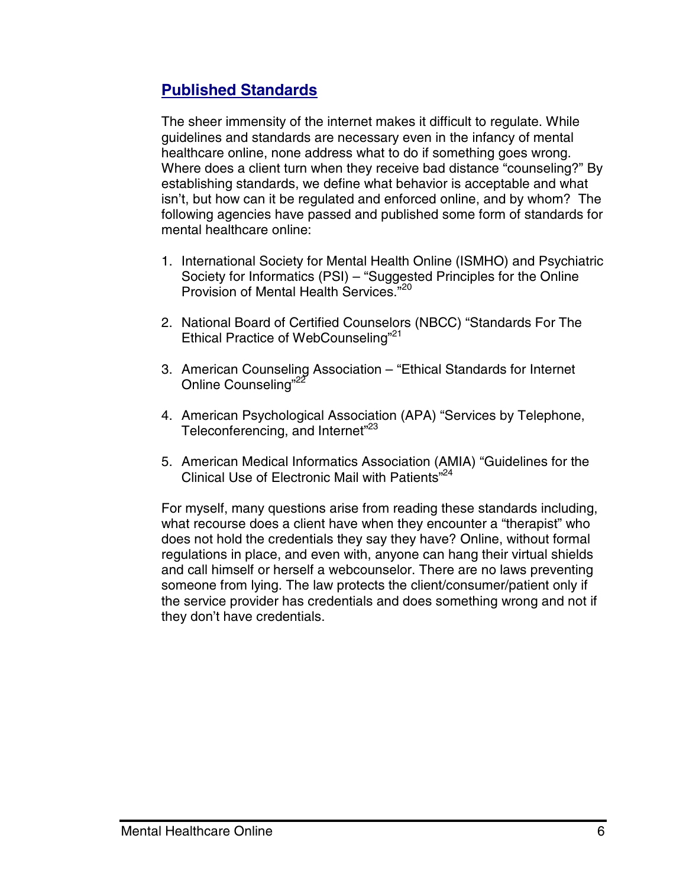## Published Standards

The sheer immensity of the internet makes it difficult to regulate. While guidelines and standards are necessary even in the infancy of mental healthcare online, none address what to do if something goes wrong. Where does a client turn when they receive bad distance "counseling?" By establishing standards, we define what behavior is acceptable and what isn't, but how can it be regulated and enforced online, and by whom? The following agencies have passed and published some form of standards for mental healthcare online:

1. International Society for Mental Health Online (ISMHO) and Psychiatric Society for Informatics (PSI) – "Suggested Principles for the Online Provision of Mental Health Services."[20]

2. National Board of Certified Counselors (NBCC) "Standards For The Ethical Practice of WebCounseling"[21]

3. American Counseling Association – "Ethical Standards for Internet Online Counseling"[22]

4. American Psychological Association (APA) "Services by Telephone, Teleconferencing, and Internet"[23]

5. American Medical Informatics Association (AMIA) "Guidelines for the Clinical Use of Electronic Mail with Patients"[24]

For myself, many questions arise from reading these standards including, what recourse does a client have when they encounter a "therapist" who does not hold the credentials they say they have? Online, without formal regulations in place, and even with, anyone can hang their virtual shields and call himself or herself a webcounselor. There are no laws preventing someone from lying. The law protects the client/consumer/patient only if the service provider has credentials and does something wrong and not if they don't have credentials.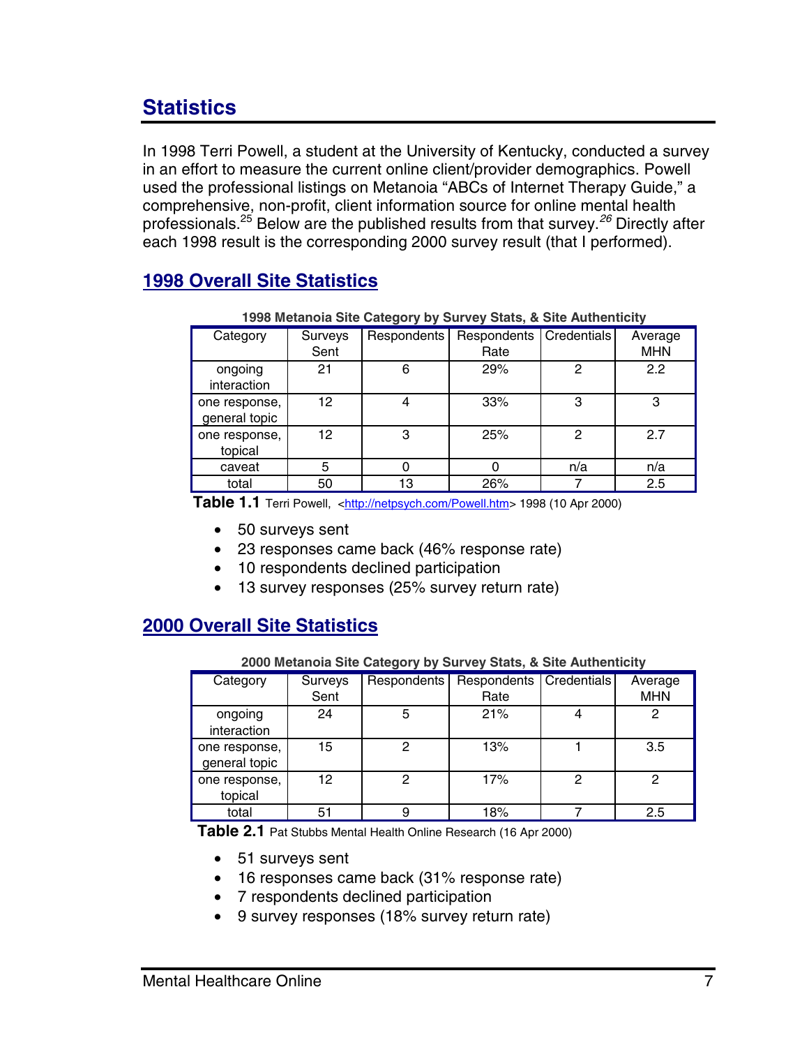## Statistics

In 1998 Terri Powell, a student at the University of Kentucky, conducted a survey in an effort to measure the current online client/provider demographics. Powell used the professional listings on Metanoia "ABCs of Internet Therapy Guide," a comprehensive, non-profit, client information source for online mental health professionals.[25] Below are the published results from that survey.[26] Directly after each 1998 result is the corresponding 2000 survey result (that I performed).

### 1998 Overall Site Statistics

**1998 Metanoia Site Category by Survey Stats, & Site Authenticity**

| Category | Surveys Sent | Respondents | Respondents Rate | Credentials | Average MHN |
|---|---|---|---|---|---|
| ongoing interaction | 21 | 6 | 29% | 2 | 2.2 |
| one response, general topic | 12 | 4 | 33% | 3 | 3 |
| one response, topical | 12 | 3 | 25% | 2 | 2.7 |
| caveat | 5 | 0 | 0 | n/a | n/a |
| total | 50 | 13 | 26% | 7 | 2.5 |

**Table 1.1** Terri Powell, <http://netpsych.com/Powell.htm> 1998 (10 Apr 2000)

- 50 surveys sent
- 23 responses came back (46% response rate)
- 10 respondents declined participation
- 13 survey responses (25% survey return rate)

### 2000 Overall Site Statistics

**2000 Metanoia Site Category by Survey Stats, & Site Authenticity**

| Category | Surveys Sent | Respondents | Respondents Rate | Credentials | Average MHN |
|---|---|---|---|---|---|
| ongoing interaction | 24 | 5 | 21% | 4 | 2 |
| one response, general topic | 15 | 2 | 13% | 1 | 3.5 |
| one response, topical | 12 | 2 | 17% | 2 | 2 |
| total | 51 | 9 | 18% | 7 | 2.5 |

**Table 2.1** Pat Stubbs Mental Health Online Research (16 Apr 2000)

- 51 surveys sent
- 16 responses came back (31% response rate)
- 7 respondents declined participation
- 9 survey responses (18% survey return rate)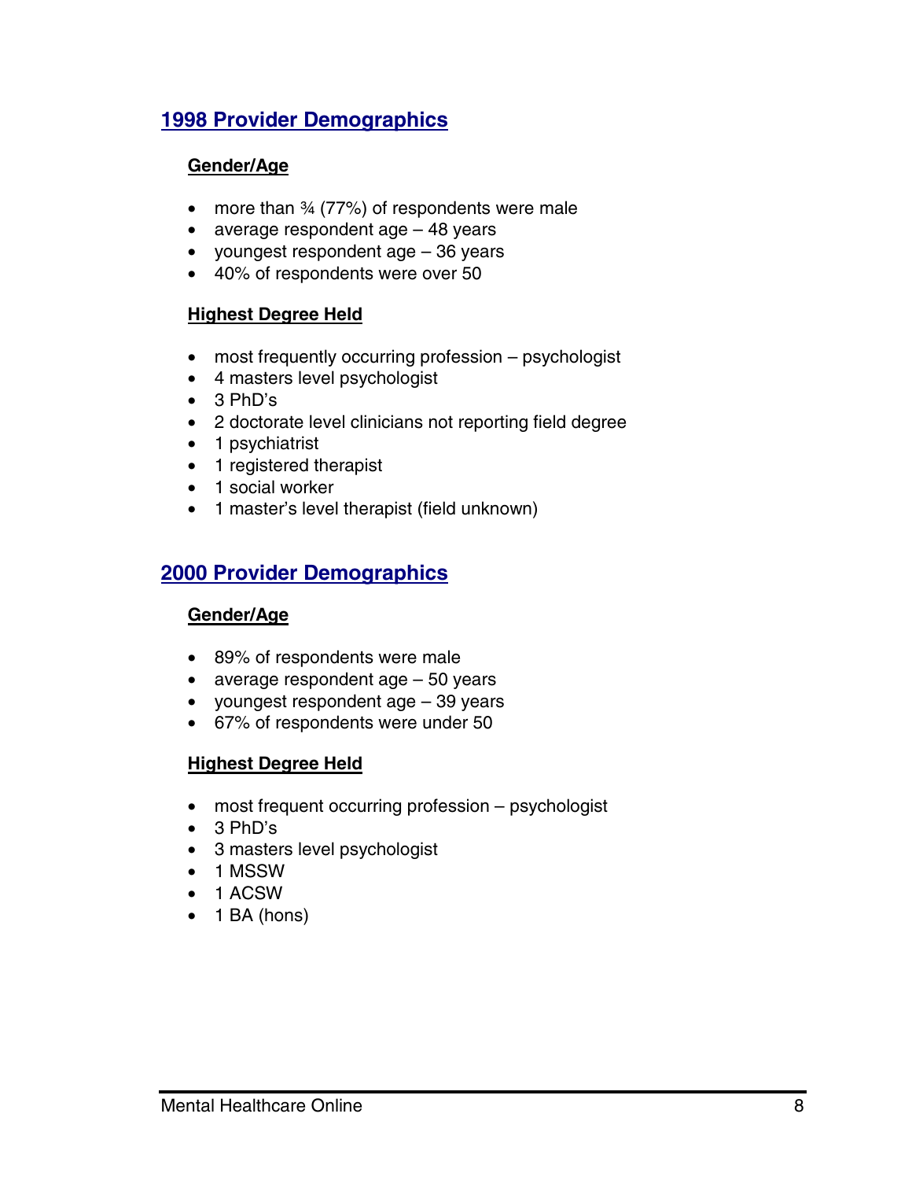## 1998 Provider Demographics

### Gender/Age

- more than ¾ (77%) of respondents were male
- average respondent age – 48 years
- youngest respondent age – 36 years
- 40% of respondents were over 50

### Highest Degree Held

- most frequently occurring profession – psychologist
- 4 masters level psychologist
- 3 PhD's
- 2 doctorate level clinicians not reporting field degree
- 1 psychiatrist
- 1 registered therapist
- 1 social worker
- 1 master's level therapist (field unknown)

## 2000 Provider Demographics

### Gender/Age

- 89% of respondents were male
- average respondent age – 50 years
- youngest respondent age – 39 years
- 67% of respondents were under 50

### Highest Degree Held

- most frequent occurring profession – psychologist
- 3 PhD's
- 3 masters level psychologist
- 1 MSSW
- 1 ACSW
- 1 BA (hons)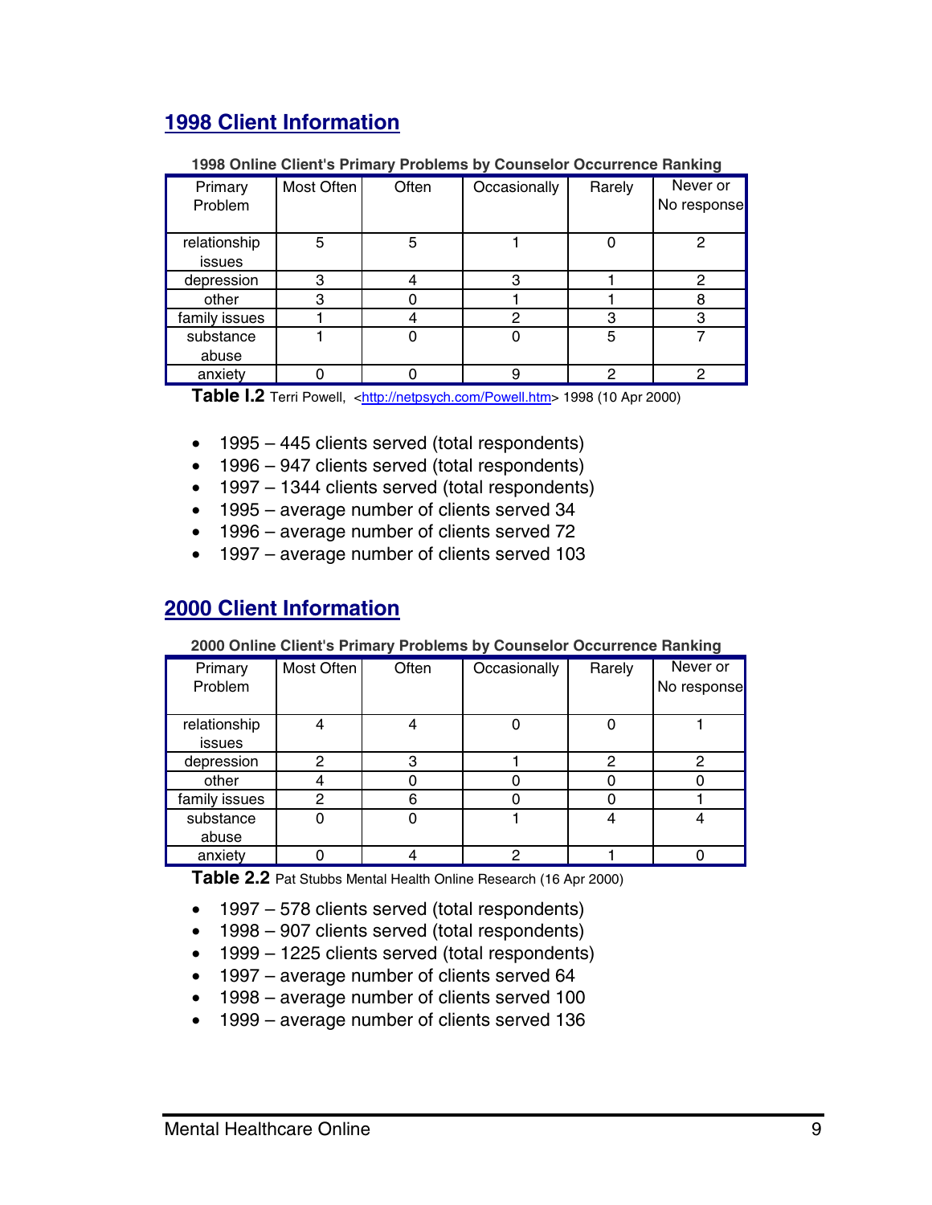## 1998 Client Information

**1998 Online Client's Primary Problems by Counselor Occurrence Ranking**

| Primary Problem | Most Often | Often | Occasionally | Rarely | Never or No response |
|---|---|---|---|---|---|
| relationship issues | 5 | 5 | 1 | 0 | 2 |
| depression | 3 | 4 | 3 | 1 | 2 |
| other | 3 | 0 | 1 | 1 | 8 |
| family issues | 1 | 4 | 2 | 3 | 3 |
| substance abuse | 1 | 0 | 0 | 5 | 7 |
| anxiety | 0 | 0 | 9 | 2 | 2 |

**Table I.2** Terri Powell, <http://netpsych.com/Powell.htm> 1998 (10 Apr 2000)

- 1995 – 445 clients served (total respondents)
- 1996 – 947 clients served (total respondents)
- 1997 – 1344 clients served (total respondents)
- 1995 – average number of clients served 34
- 1996 – average number of clients served 72
- 1997 – average number of clients served 103

## 2000 Client Information

**2000 Online Client's Primary Problems by Counselor Occurrence Ranking**

| Primary Problem | Most Often | Often | Occasionally | Rarely | Never or No response |
|---|---|---|---|---|---|
| relationship issues | 4 | 4 | 0 | 0 | 1 |
| depression | 2 | 3 | 1 | 2 | 2 |
| other | 4 | 0 | 0 | 0 | 0 |
| family issues | 2 | 6 | 0 | 0 | 1 |
| substance abuse | 0 | 0 | 1 | 4 | 4 |
| anxiety | 0 | 4 | 2 | 1 | 0 |

**Table 2.2** Pat Stubbs Mental Health Online Research (16 Apr 2000)

- 1997 – 578 clients served (total respondents)
- 1998 – 907 clients served (total respondents)
- 1999 – 1225 clients served (total respondents)
- 1997 – average number of clients served 64
- 1998 – average number of clients served 100
- 1999 – average number of clients served 136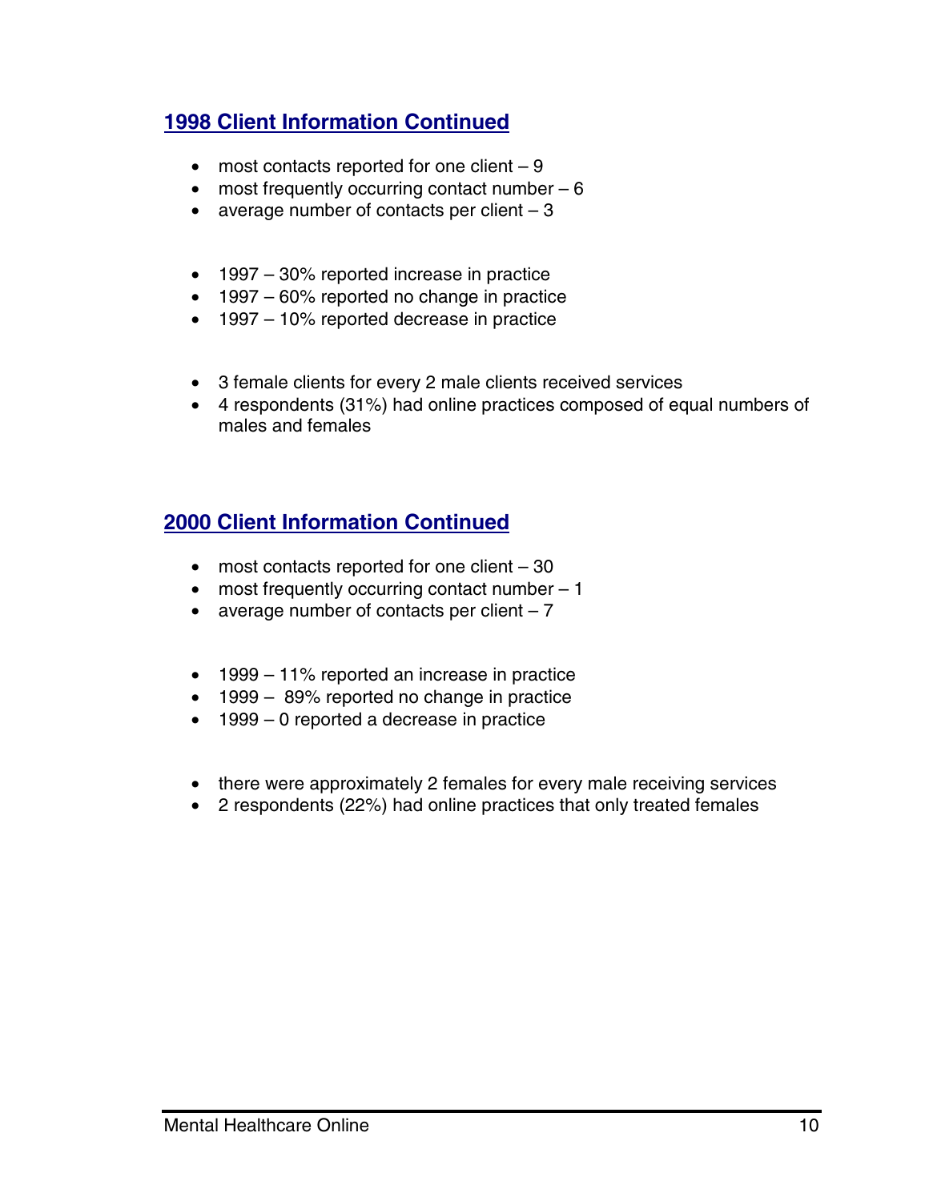## 1998 Client Information Continued

- most contacts reported for one client – 9
- most frequently occurring contact number – 6
- average number of contacts per client – 3

- 1997 – 30% reported increase in practice
- 1997 – 60% reported no change in practice
- 1997 – 10% reported decrease in practice

- 3 female clients for every 2 male clients received services
- 4 respondents (31%) had online practices composed of equal numbers of males and females

## 2000 Client Information Continued

- most contacts reported for one client – 30
- most frequently occurring contact number – 1
- average number of contacts per client – 7

- 1999 – 11% reported an increase in practice
- 1999 – 89% reported no change in practice
- 1999 – 0 reported a decrease in practice

- there were approximately 2 females for every male receiving services
- 2 respondents (22%) had online practices that only treated females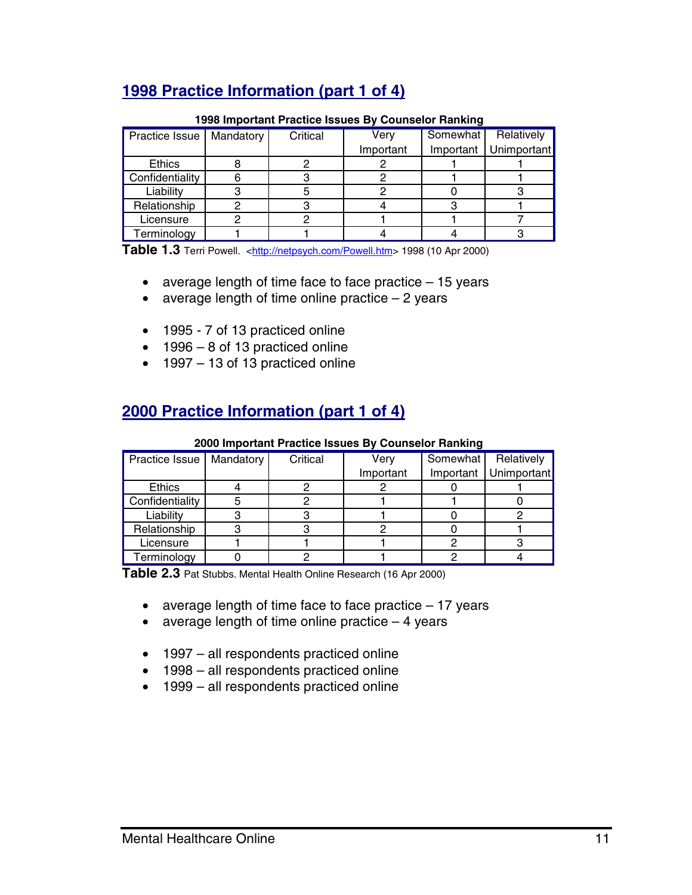## 1998 Practice Information (part 1 of 4)

**1998 Important Practice Issues By Counselor Ranking**

| Practice Issue | Mandatory | Critical | Very Important | Somewhat Important | Relatively Unimportant |
|---|---|---|---|---|---|
| Ethics | 8 | 2 | 2 | 1 | 1 |
| Confidentiality | 6 | 3 | 2 | 1 | 1 |
| Liability | 3 | 5 | 2 | 0 | 3 |
| Relationship | 2 | 3 | 4 | 3 | 1 |
| Licensure | 2 | 2 | 1 | 1 | 7 |
| Terminology | 1 | 1 | 4 | 4 | 3 |

**Table 1.3** Terri Powell. <http://netpsych.com/Powell.htm> 1998 (10 Apr 2000)

- average length of time face to face practice – 15 years
- average length of time online practice – 2 years

- 1995 - 7 of 13 practiced online
- 1996 – 8 of 13 practiced online
- 1997 – 13 of 13 practiced online

## 2000 Practice Information (part 1 of 4)

**2000 Important Practice Issues By Counselor Ranking**

| Practice Issue | Mandatory | Critical | Very Important | Somewhat Important | Relatively Unimportant |
|---|---|---|---|---|---|
| Ethics | 4 | 2 | 2 | 0 | 1 |
| Confidentiality | 5 | 2 | 1 | 1 | 0 |
| Liability | 3 | 3 | 1 | 0 | 2 |
| Relationship | 3 | 3 | 2 | 0 | 1 |
| Licensure | 1 | 1 | 1 | 2 | 3 |
| Terminology | 0 | 2 | 1 | 2 | 4 |

**Table 2.3** Pat Stubbs. Mental Health Online Research (16 Apr 2000)

- average length of time face to face practice – 17 years
- average length of time online practice – 4 years

- 1997 – all respondents practiced online
- 1998 – all respondents practiced online
- 1999 – all respondents practiced online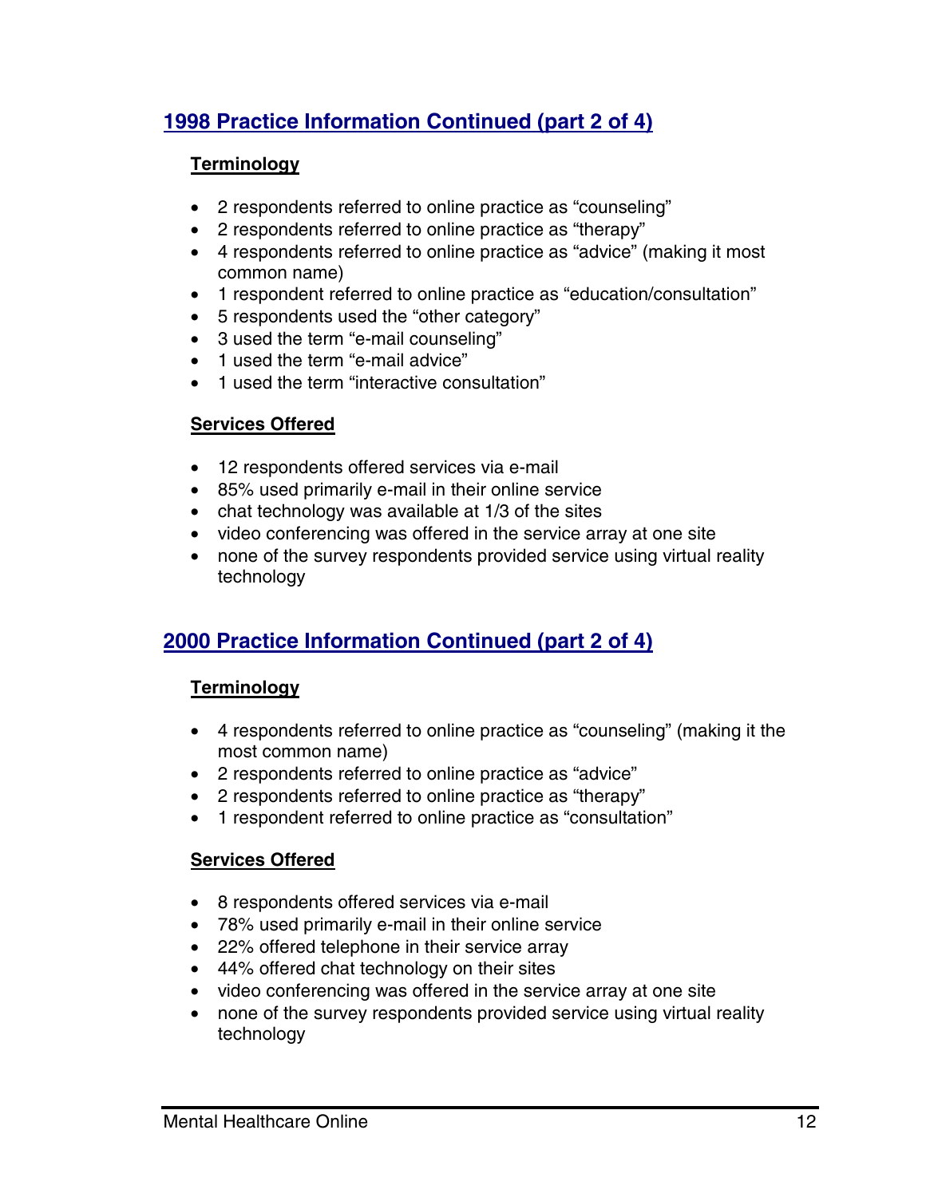## 1998 Practice Information Continued (part 2 of 4)

### Terminology

- 2 respondents referred to online practice as “counseling”
- 2 respondents referred to online practice as “therapy”
- 4 respondents referred to online practice as “advice” (making it most common name)
- 1 respondent referred to online practice as “education/consultation”
- 5 respondents used the “other category”
- 3 used the term “e-mail counseling”
- 1 used the term “e-mail advice”
- 1 used the term “interactive consultation”

### Services Offered

- 12 respondents offered services via e-mail
- 85% used primarily e-mail in their online service
- chat technology was available at 1/3 of the sites
- video conferencing was offered in the service array at one site
- none of the survey respondents provided service using virtual reality technology

## 2000 Practice Information Continued (part 2 of 4)

### Terminology

- 4 respondents referred to online practice as “counseling” (making it the most common name)
- 2 respondents referred to online practice as “advice”
- 2 respondents referred to online practice as “therapy”
- 1 respondent referred to online practice as “consultation”

### Services Offered

- 8 respondents offered services via e-mail
- 78% used primarily e-mail in their online service
- 22% offered telephone in their service array
- 44% offered chat technology on their sites
- video conferencing was offered in the service array at one site
- none of the survey respondents provided service using virtual reality technology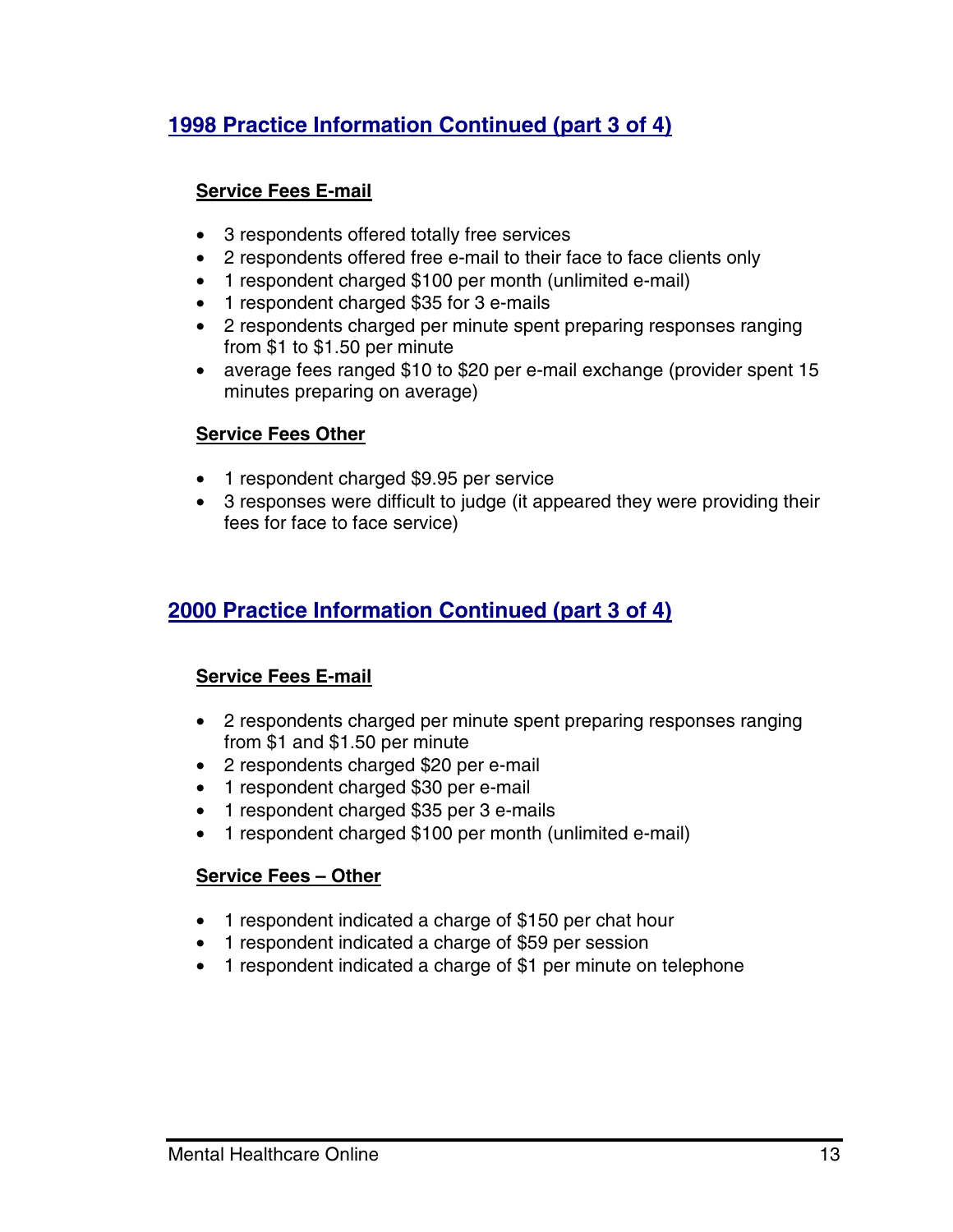## 1998 Practice Information Continued (part 3 of 4)

### Service Fees E-mail

- 3 respondents offered totally free services
- 2 respondents offered free e-mail to their face to face clients only
- 1 respondent charged $100 per month (unlimited e-mail)
- 1 respondent charged $35 for 3 e-mails
- 2 respondents charged per minute spent preparing responses ranging from $1 to $1.50 per minute
- average fees ranged $10 to $20 per e-mail exchange (provider spent 15 minutes preparing on average)

### Service Fees Other

- 1 respondent charged $9.95 per service
- 3 responses were difficult to judge (it appeared they were providing their fees for face to face service)

## 2000 Practice Information Continued (part 3 of 4)

### Service Fees E-mail

- 2 respondents charged per minute spent preparing responses ranging from $1 and $1.50 per minute
- 2 respondents charged $20 per e-mail
- 1 respondent charged $30 per e-mail
- 1 respondent charged $35 per 3 e-mails
- 1 respondent charged $100 per month (unlimited e-mail)

### Service Fees – Other

- 1 respondent indicated a charge of $150 per chat hour
- 1 respondent indicated a charge of $59 per session
- 1 respondent indicated a charge of $1 per minute on telephone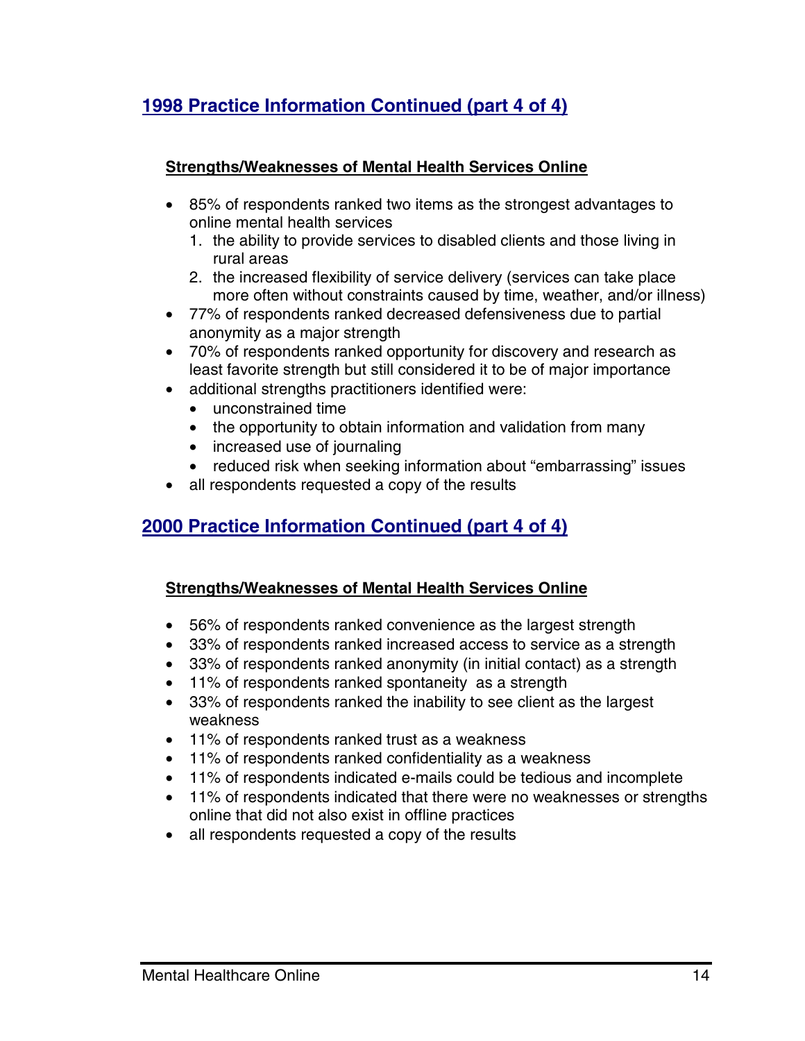## 1998 Practice Information Continued (part 4 of 4)

### Strengths/Weaknesses of Mental Health Services Online

- 85% of respondents ranked two items as the strongest advantages to online mental health services
  1. the ability to provide services to disabled clients and those living in rural areas
  2. the increased flexibility of service delivery (services can take place more often without constraints caused by time, weather, and/or illness)
- 77% of respondents ranked decreased defensiveness due to partial anonymity as a major strength
- 70% of respondents ranked opportunity for discovery and research as least favorite strength but still considered it to be of major importance
- additional strengths practitioners identified were:
  - unconstrained time
  - the opportunity to obtain information and validation from many
  - increased use of journaling
  - reduced risk when seeking information about "embarrassing" issues
- all respondents requested a copy of the results

## 2000 Practice Information Continued (part 4 of 4)

### Strengths/Weaknesses of Mental Health Services Online

- 56% of respondents ranked convenience as the largest strength
- 33% of respondents ranked increased access to service as a strength
- 33% of respondents ranked anonymity (in initial contact) as a strength
- 11% of respondents ranked spontaneity as a strength
- 33% of respondents ranked the inability to see client as the largest weakness
- 11% of respondents ranked trust as a weakness
- 11% of respondents ranked confidentiality as a weakness
- 11% of respondents indicated e-mails could be tedious and incomplete
- 11% of respondents indicated that there were no weaknesses or strengths online that did not also exist in offline practices
- all respondents requested a copy of the results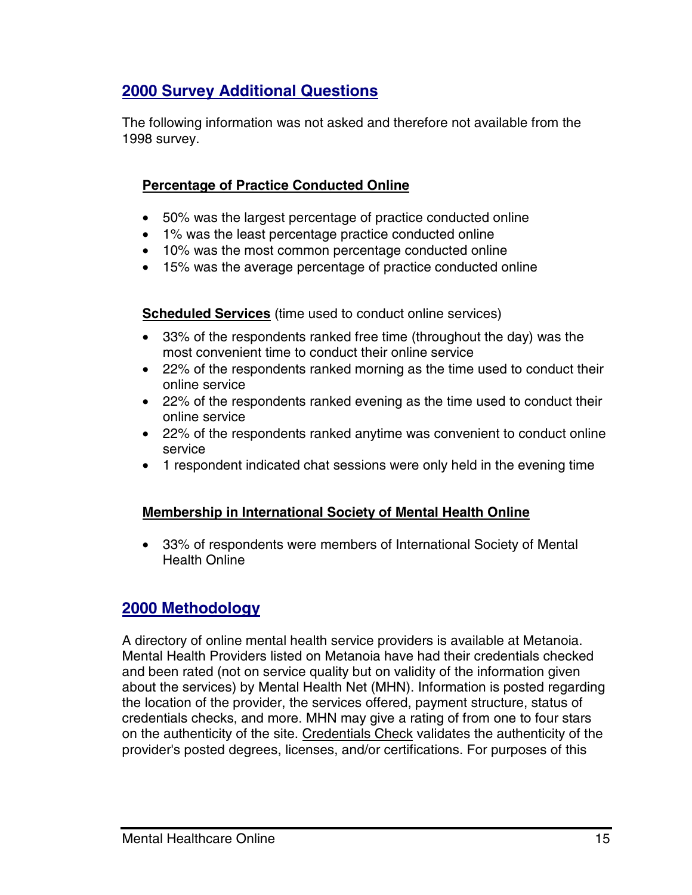## 2000 Survey Additional Questions

The following information was not asked and therefore not available from the 1998 survey.

### Percentage of Practice Conducted Online

- 50% was the largest percentage of practice conducted online
- 1% was the least percentage practice conducted online
- 10% was the most common percentage conducted online
- 15% was the average percentage of practice conducted online

**Scheduled Services** (time used to conduct online services)

- 33% of the respondents ranked free time (throughout the day) was the most convenient time to conduct their online service
- 22% of the respondents ranked morning as the time used to conduct their online service
- 22% of the respondents ranked evening as the time used to conduct their online service
- 22% of the respondents ranked anytime was convenient to conduct online service
- 1 respondent indicated chat sessions were only held in the evening time

### Membership in International Society of Mental Health Online

- 33% of respondents were members of International Society of Mental Health Online

## 2000 Methodology

A directory of online mental health service providers is available at Metanoia. Mental Health Providers listed on Metanoia have had their credentials checked and been rated (not on service quality but on validity of the information given about the services) by Mental Health Net (MHN). Information is posted regarding the location of the provider, the services offered, payment structure, status of credentials checks, and more. MHN may give a rating of from one to four stars on the authenticity of the site. Credentials Check validates the authenticity of the provider's posted degrees, licenses, and/or certifications. For purposes of this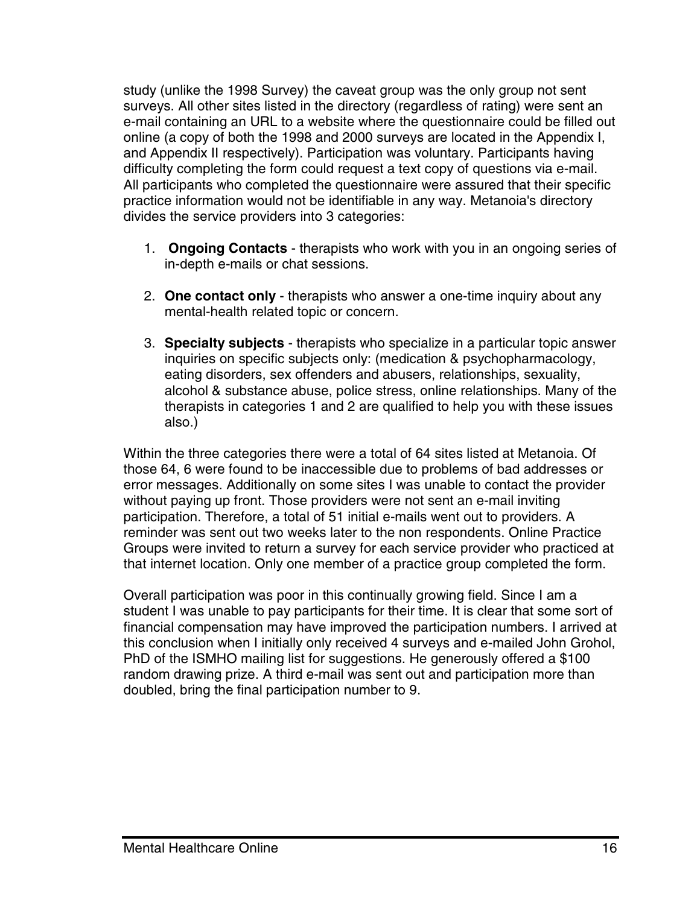study (unlike the 1998 Survey) the caveat group was the only group not sent surveys. All other sites listed in the directory (regardless of rating) were sent an e-mail containing an URL to a website where the questionnaire could be filled out online (a copy of both the 1998 and 2000 surveys are located in the Appendix I, and Appendix II respectively). Participation was voluntary. Participants having difficulty completing the form could request a text copy of questions via e-mail. All participants who completed the questionnaire were assured that their specific practice information would not be identifiable in any way. Metanoia's directory divides the service providers into 3 categories:

1. **Ongoing Contacts** - therapists who work with you in an ongoing series of in-depth e-mails or chat sessions.

2. **One contact only** - therapists who answer a one-time inquiry about any mental-health related topic or concern.

3. **Specialty subjects** - therapists who specialize in a particular topic answer inquiries on specific subjects only: (medication & psychopharmacology, eating disorders, sex offenders and abusers, relationships, sexuality, alcohol & substance abuse, police stress, online relationships. Many of the therapists in categories 1 and 2 are qualified to help you with these issues also.)

Within the three categories there were a total of 64 sites listed at Metanoia. Of those 64, 6 were found to be inaccessible due to problems of bad addresses or error messages. Additionally on some sites I was unable to contact the provider without paying up front. Those providers were not sent an e-mail inviting participation. Therefore, a total of 51 initial e-mails went out to providers. A reminder was sent out two weeks later to the non respondents. Online Practice Groups were invited to return a survey for each service provider who practiced at that internet location. Only one member of a practice group completed the form.

Overall participation was poor in this continually growing field. Since I am a student I was unable to pay participants for their time. It is clear that some sort of financial compensation may have improved the participation numbers. I arrived at this conclusion when I initially only received 4 surveys and e-mailed John Grohol, PhD of the ISMHO mailing list for suggestions. He generously offered a $100 random drawing prize. A third e-mail was sent out and participation more than doubled, bring the final participation number to 9.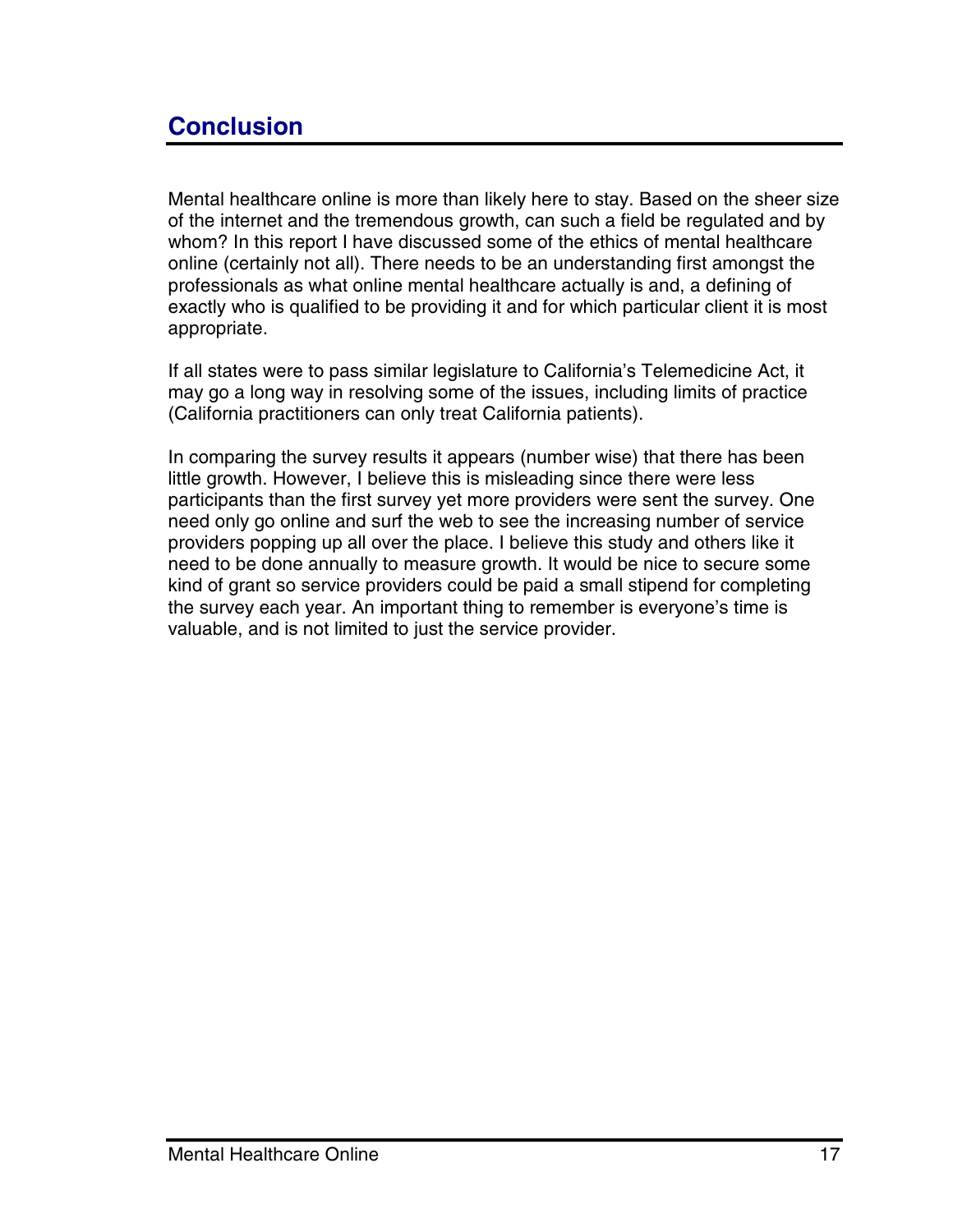## Conclusion

Mental healthcare online is more than likely here to stay. Based on the sheer size of the internet and the tremendous growth, can such a field be regulated and by whom? In this report I have discussed some of the ethics of mental healthcare online (certainly not all). There needs to be an understanding first amongst the professionals as what online mental healthcare actually is and, a defining of exactly who is qualified to be providing it and for which particular client it is most appropriate.

If all states were to pass similar legislature to California's Telemedicine Act, it may go a long way in resolving some of the issues, including limits of practice (California practitioners can only treat California patients).

In comparing the survey results it appears (number wise) that there has been little growth. However, I believe this is misleading since there were less participants than the first survey yet more providers were sent the survey. One need only go online and surf the web to see the increasing number of service providers popping up all over the place. I believe this study and others like it need to be done annually to measure growth. It would be nice to secure some kind of grant so service providers could be paid a small stipend for completing the survey each year. An important thing to remember is everyone's time is valuable, and is not limited to just the service provider.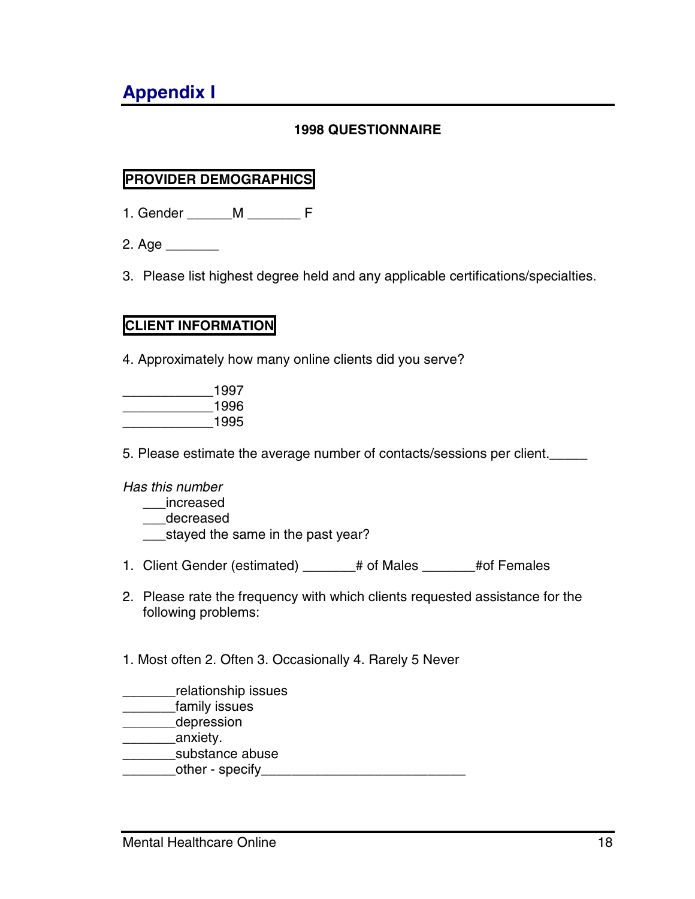# Appendix I

### 1998 QUESTIONNAIRE

**PROVIDER DEMOGRAPHICS**

1. Gender ______M _______ F

2. Age _______

3. Please list highest degree held and any applicable certifications/specialties.

**CLIENT INFORMATION**

4. Approximately how many online clients did you serve?

____________1997
____________1996
____________1995

5. Please estimate the average number of contacts/sessions per client._____

*Has this number*
___increased
___decreased
___stayed the same in the past year?

1. Client Gender (estimated) _______# of Males _______#of Females

2. Please rate the frequency with which clients requested assistance for the following problems:

1. Most often 2. Often 3. Occasionally 4. Rarely 5 Never

_______relationship issues
_______family issues
_______depression
_______anxiety.
_______substance abuse
_______other - specify___________________________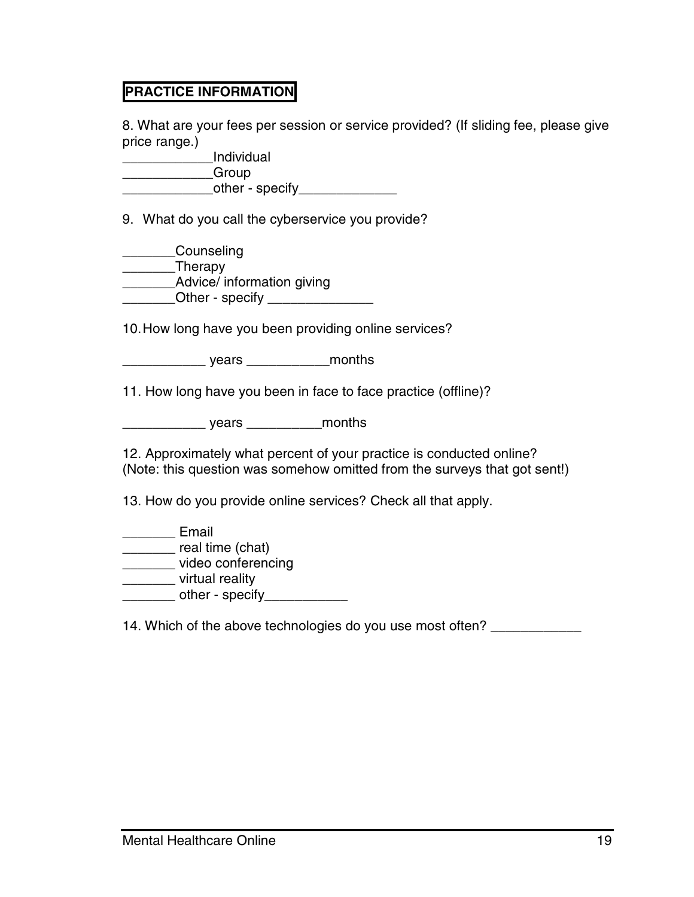**PRACTICE INFORMATION**

8. What are your fees per session or service provided? (If sliding fee, please give price range.)

____________Individual
____________Group
____________other - specify_____________

9. What do you call the cyberservice you provide?

_______Counseling
_______Therapy
_______Advice/ information giving
_______Other - specify ______________

10. How long have you been providing online services?

___________ years ___________months

11. How long have you been in face to face practice (offline)?

___________ years __________months

12. Approximately what percent of your practice is conducted online?
(Note: this question was somehow omitted from the surveys that got sent!)

13. How do you provide online services? Check all that apply.

_______ Email
_______ real time (chat)
_______ video conferencing
_______ virtual reality
_______ other - specify___________

14. Which of the above technologies do you use most often? ____________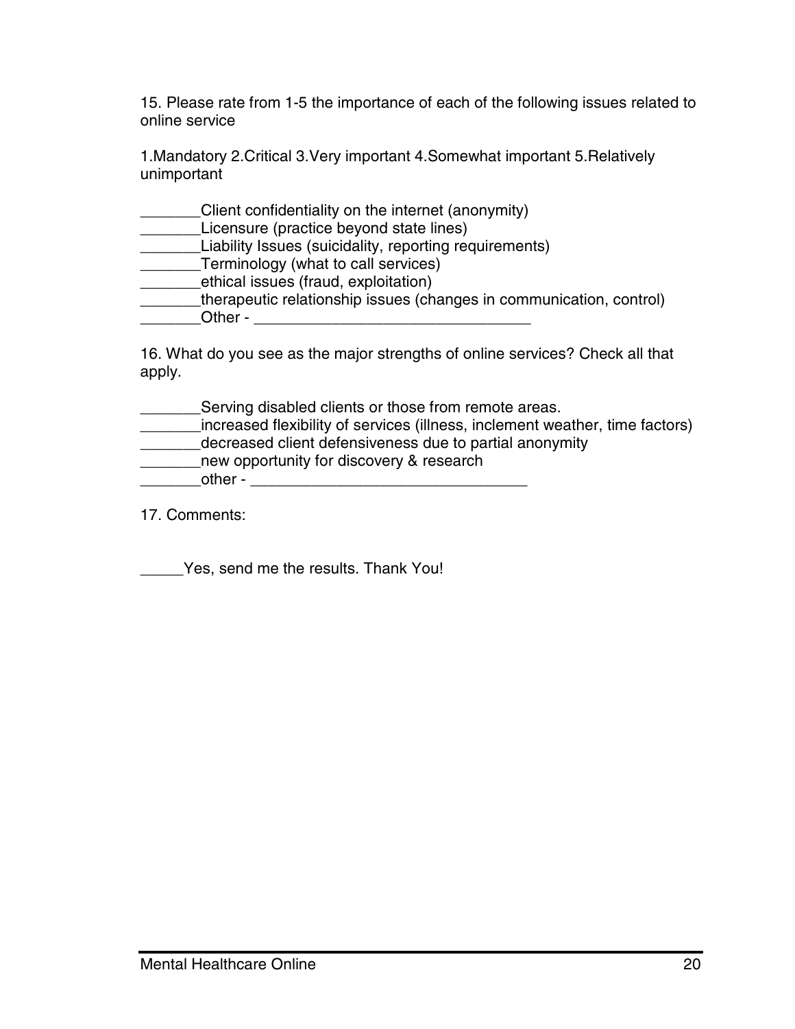15. Please rate from 1-5 the importance of each of the following issues related to online service

1.Mandatory 2.Critical 3.Very important 4.Somewhat important 5.Relatively unimportant

_______Client confidentiality on the internet (anonymity)
_______Licensure (practice beyond state lines)
_______Liability Issues (suicidality, reporting requirements)
_______Terminology (what to call services)
_______ethical issues (fraud, exploitation)
_______therapeutic relationship issues (changes in communication, control)
_______Other - ________________________________

16. What do you see as the major strengths of online services? Check all that apply.

_______Serving disabled clients or those from remote areas.
_______increased flexibility of services (illness, inclement weather, time factors)
_______decreased client defensiveness due to partial anonymity
_______new opportunity for discovery & research
_______other - ________________________________

17. Comments:

_____Yes, send me the results. Thank You!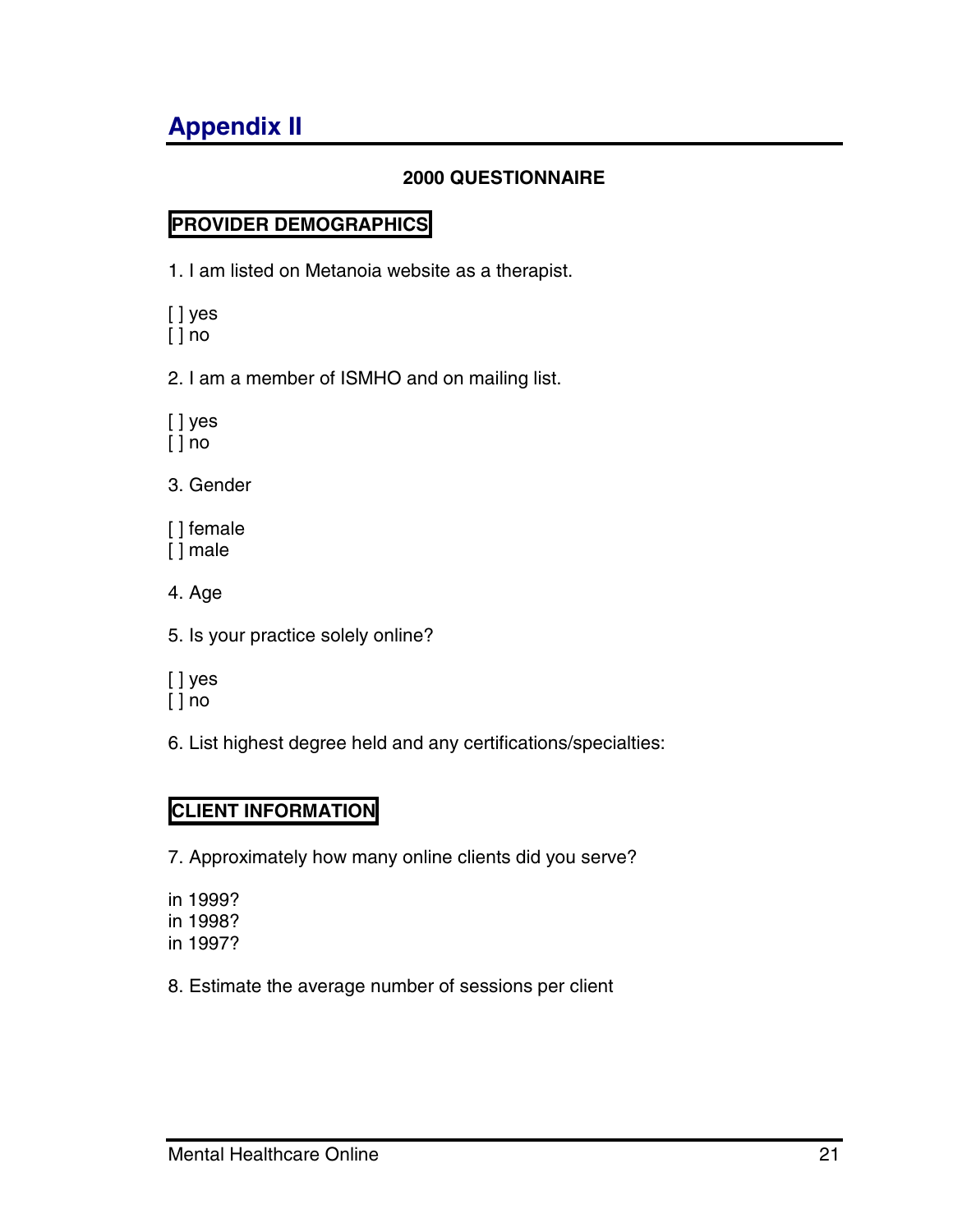# Appendix II

**2000 QUESTIONNAIRE**

**PROVIDER DEMOGRAPHICS**

1. I am listed on Metanoia website as a therapist.

[ ] yes
[ ] no

2. I am a member of ISMHO and on mailing list.

[ ] yes
[ ] no

3. Gender

[ ] female
[ ] male

4. Age

5. Is your practice solely online?

[ ] yes
[ ] no

6. List highest degree held and any certifications/specialties:

**CLIENT INFORMATION**

7. Approximately how many online clients did you serve?

in 1999?
in 1998?
in 1997?

8. Estimate the average number of sessions per client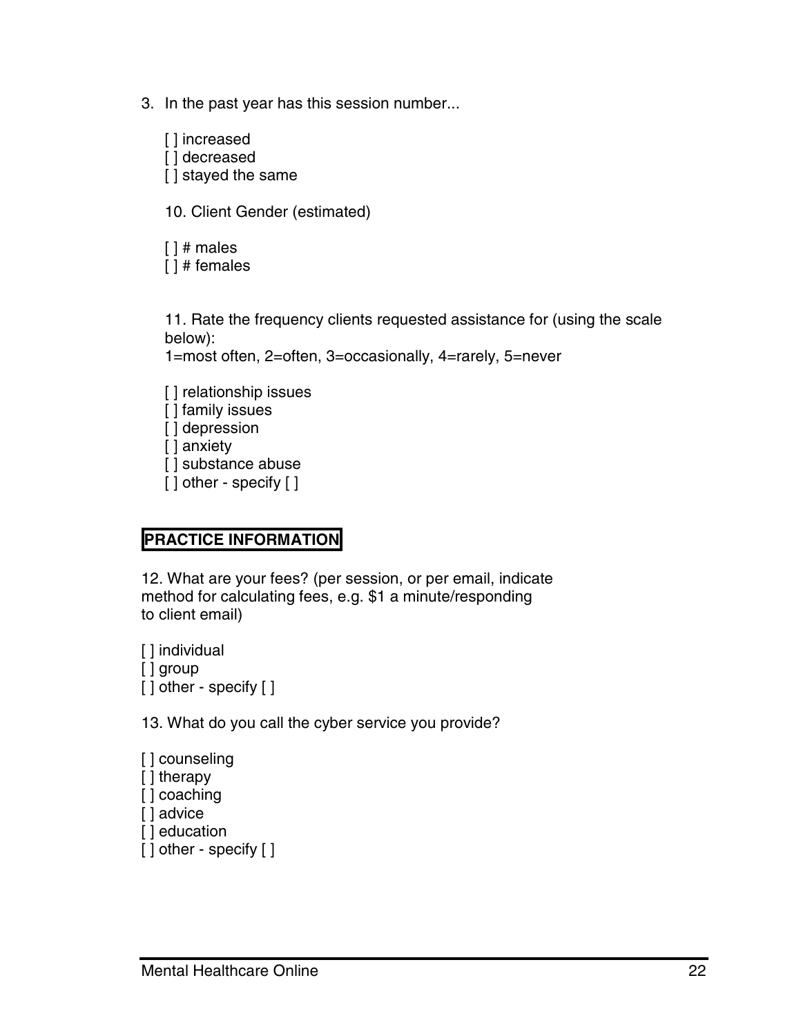3. In the past year has this session number...

   [ ] increased
   [ ] decreased
   [ ] stayed the same

   10. Client Gender (estimated)

   [ ] # males
   [ ] # females

   11. Rate the frequency clients requested assistance for (using the scale below):
   1=most often, 2=often, 3=occasionally, 4=rarely, 5=never

   [ ] relationship issues
   [ ] family issues
   [ ] depression
   [ ] anxiety
   [ ] substance abuse
   [ ] other - specify [ ]

**PRACTICE INFORMATION**

12. What are your fees? (per session, or per email, indicate method for calculating fees, e.g. $1 a minute/responding to client email)

[ ] individual
[ ] group
[ ] other - specify [ ]

13. What do you call the cyber service you provide?

[ ] counseling
[ ] therapy
[ ] coaching
[ ] advice
[ ] education
[ ] other - specify [ ]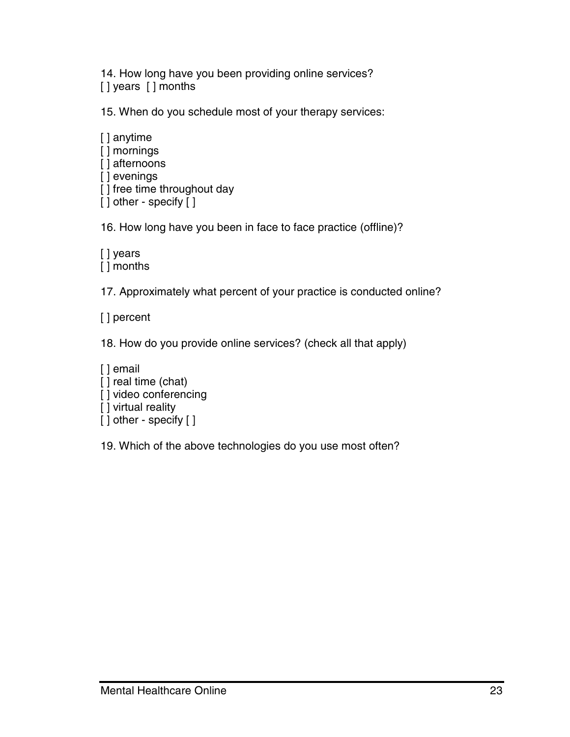14. How long have you been providing online services?
[ ] years  [ ] months

15. When do you schedule most of your therapy services:

[ ] anytime
[ ] mornings
[ ] afternoons
[ ] evenings
[ ] free time throughout day
[ ] other - specify [ ]

16. How long have you been in face to face practice (offline)?

[ ] years
[ ] months

17. Approximately what percent of your practice is conducted online?

[ ] percent

18. How do you provide online services? (check all that apply)

[ ] email
[ ] real time (chat)
[ ] video conferencing
[ ] virtual reality
[ ] other - specify [ ]

19. Which of the above technologies do you use most often?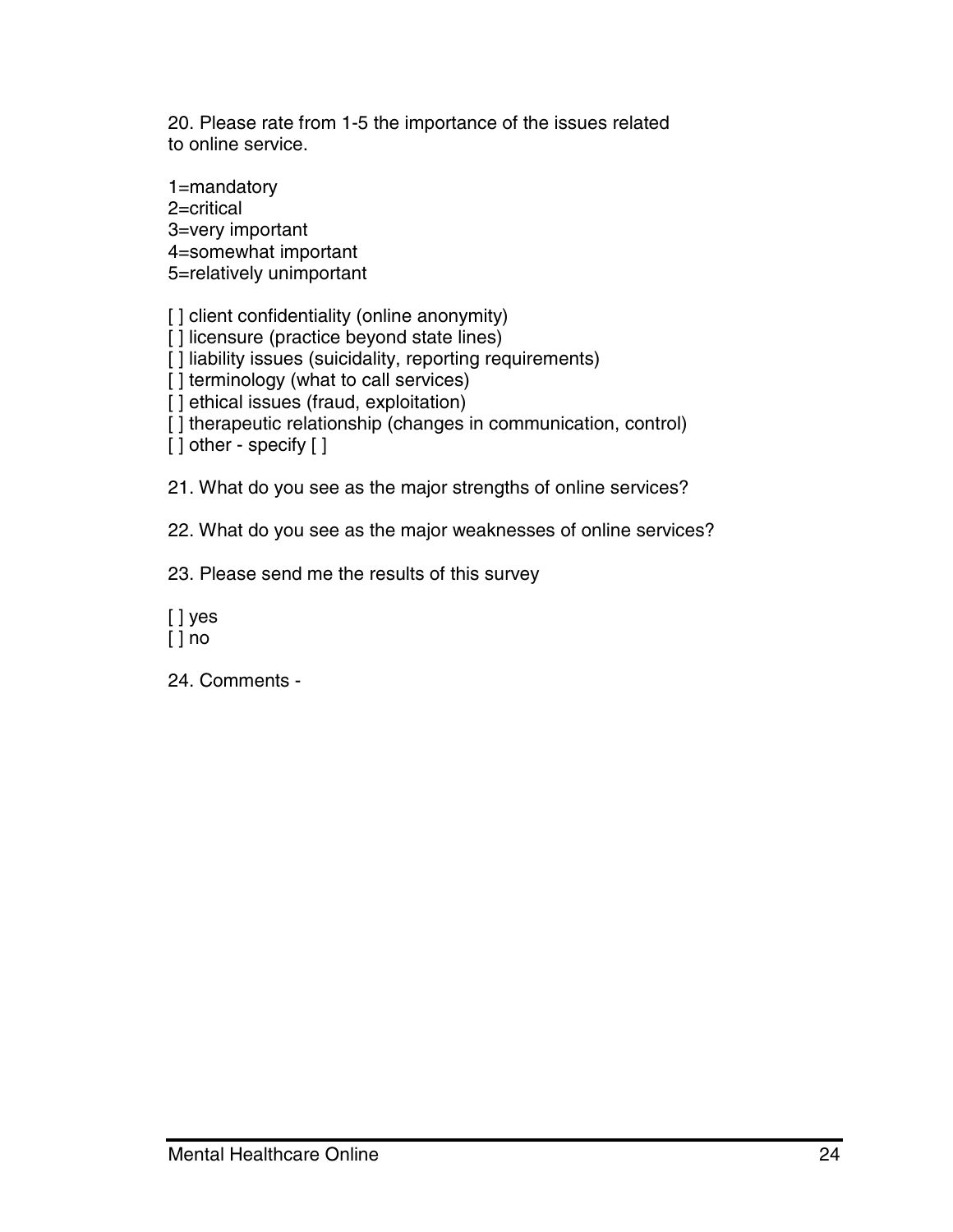20. Please rate from 1-5 the importance of the issues related to online service.

1=mandatory
2=critical
3=very important
4=somewhat important
5=relatively unimportant

[ ] client confidentiality (online anonymity)
[ ] licensure (practice beyond state lines)
[ ] liability issues (suicidality, reporting requirements)
[ ] terminology (what to call services)
[ ] ethical issues (fraud, exploitation)
[ ] therapeutic relationship (changes in communication, control)
[ ] other - specify [ ]

21. What do you see as the major strengths of online services?

22. What do you see as the major weaknesses of online services?

23. Please send me the results of this survey

[ ] yes
[ ] no

24. Comments -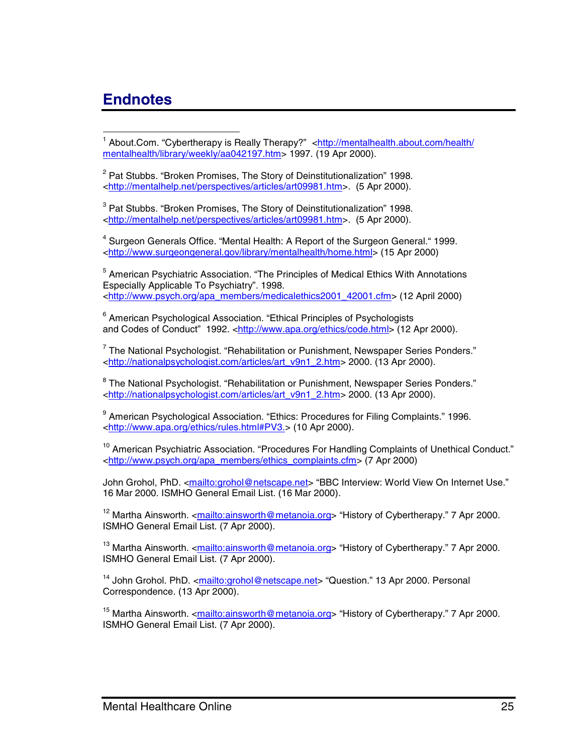# Endnotes

[1] About.Com. “Cybertherapy is Really Therapy?” <http://mentalhealth.about.com/health/mentalhealth/library/weekly/aa042197.htm> 1997. (19 Apr 2000).

[2] Pat Stubbs. “Broken Promises, The Story of Deinstitutionalization” 1998. <http://mentalhelp.net/perspectives/articles/art09981.htm>. (5 Apr 2000).

[3] Pat Stubbs. “Broken Promises, The Story of Deinstitutionalization” 1998. <http://mentalhelp.net/perspectives/articles/art09981.htm>. (5 Apr 2000).

[4] Surgeon Generals Office. “Mental Health: A Report of the Surgeon General.“ 1999. <http://www.surgeongeneral.gov/library/mentalhealth/home.html> (15 Apr 2000)

[5] American Psychiatric Association. “The Principles of Medical Ethics With Annotations Especially Applicable To Psychiatry”. 1998. <http://www.psych.org/apa_members/medicalethics2001_42001.cfm> (12 April 2000)

[6] American Psychological Association. “Ethical Principles of Psychologists and Codes of Conduct” 1992. <http://www.apa.org/ethics/code.html> (12 Apr 2000).

[7] The National Psychologist. “Rehabilitation or Punishment, Newspaper Series Ponders.” <http://nationalpsychologist.com/articles/art_v9n1_2.htm> 2000. (13 Apr 2000).

[8] The National Psychologist. “Rehabilitation or Punishment, Newspaper Series Ponders.” <http://nationalpsychologist.com/articles/art_v9n1_2.htm> 2000. (13 Apr 2000).

[9] American Psychological Association. “Ethics: Procedures for Filing Complaints.” 1996. <http://www.apa.org/ethics/rules.html#PV3.> (10 Apr 2000).

[10] American Psychiatric Association. “Procedures For Handling Complaints of Unethical Conduct.” <http://www.psych.org/apa_members/ethics_complaints.cfm> (7 Apr 2000)

John Grohol, PhD. <mailto:grohol@netscape.net> “BBC Interview: World View On Internet Use.” 16 Mar 2000. ISMHO General Email List. (16 Mar 2000).

[12] Martha Ainsworth. <mailto:ainsworth@metanoia.org> “History of Cybertherapy.” 7 Apr 2000. ISMHO General Email List. (7 Apr 2000).

[13] Martha Ainsworth. <mailto:ainsworth@metanoia.org> “History of Cybertherapy.” 7 Apr 2000. ISMHO General Email List. (7 Apr 2000).

[14] John Grohol. PhD. <mailto:grohol@netscape.net> “Question.” 13 Apr 2000. Personal Correspondence. (13 Apr 2000).

[15] Martha Ainsworth. <mailto:ainsworth@metanoia.org> “History of Cybertherapy.” 7 Apr 2000. ISMHO General Email List. (7 Apr 2000).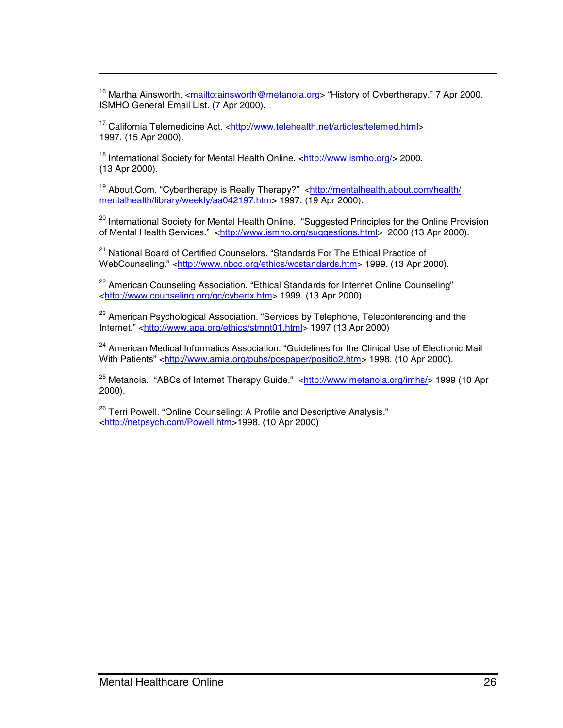[16] Martha Ainsworth. <mailto:ainsworth@metanoia.org> "History of Cybertherapy." 7 Apr 2000. ISMHO General Email List. (7 Apr 2000).

[17] California Telemedicine Act. <http://www.telehealth.net/articles/telemed.html> 1997. (15 Apr 2000).

[18] International Society for Mental Health Online. <http://www.ismho.org/> 2000. (13 Apr 2000).

[19] About.Com. "Cybertherapy is Really Therapy?" <http://mentalhealth.about.com/health/mentalhealth/library/weekly/aa042197.htm> 1997. (19 Apr 2000).

[20] International Society for Mental Health Online. "Suggested Principles for the Online Provision of Mental Health Services." <http://www.ismho.org/suggestions.html> 2000 (13 Apr 2000).

[21] National Board of Certified Counselors. "Standards For The Ethical Practice of WebCounseling." <http://www.nbcc.org/ethics/wcstandards.htm> 1999. (13 Apr 2000).

[22] American Counseling Association. "Ethical Standards for Internet Online Counseling" <http://www.counseling.org/gc/cybertx.htm> 1999. (13 Apr 2000)

[23] American Psychological Association. "Services by Telephone, Teleconferencing and the Internet." <http://www.apa.org/ethics/stmnt01.html> 1997 (13 Apr 2000)

[24] American Medical Informatics Association. "Guidelines for the Clinical Use of Electronic Mail With Patients" <http://www.amia.org/pubs/pospaper/positio2.htm> 1998. (10 Apr 2000).

[25] Metanoia. "ABCs of Internet Therapy Guide." <http://www.metanoia.org/imhs/> 1999 (10 Apr 2000).

[26] Terri Powell. "Online Counseling: A Profile and Descriptive Analysis." <http://netpsych.com/Powell.htm>1998. (10 Apr 2000)